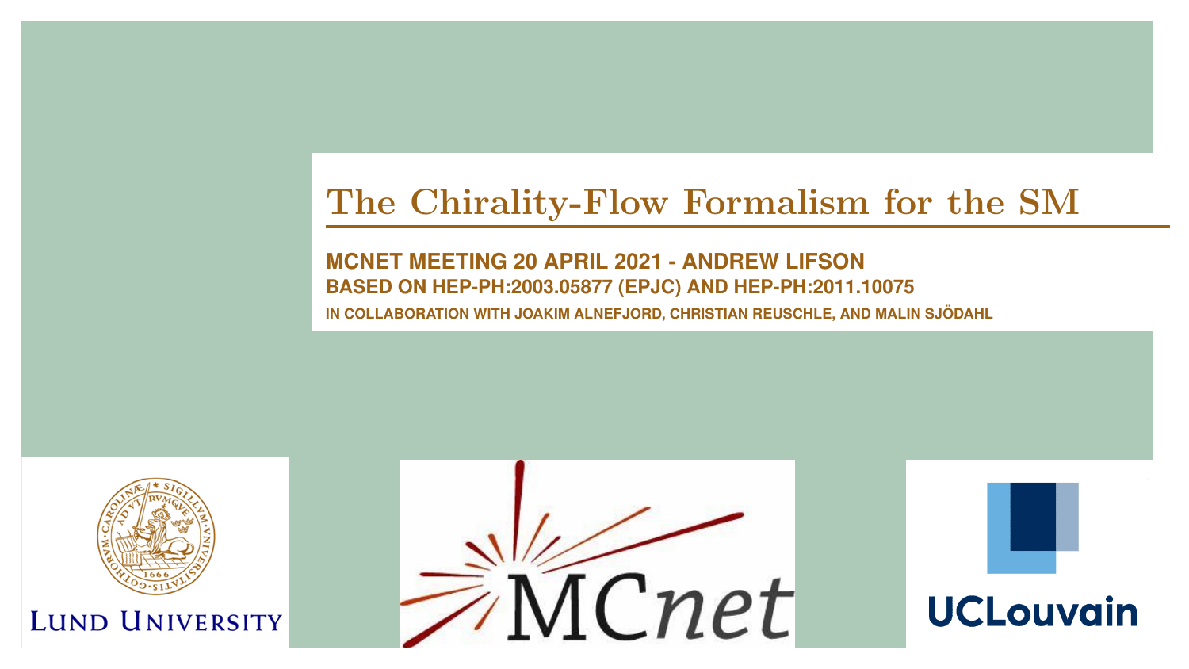# The Chirality-Flow Formalism for the SM

**MCNET MEETING 20 APRIL 2021 - ANDREW LIFSON**

**BASED ON HEP-PH:2003.05877 (EPJC) AND HEP-PH:2011.10075**

**IN COLLABORATION WITH JOAKIM ALNEFJORD, CHRISTIAN REUSCHLE, AND MALIN SJÖDAHL**

LUND UNIVERSITY

MCnet

UCLouvain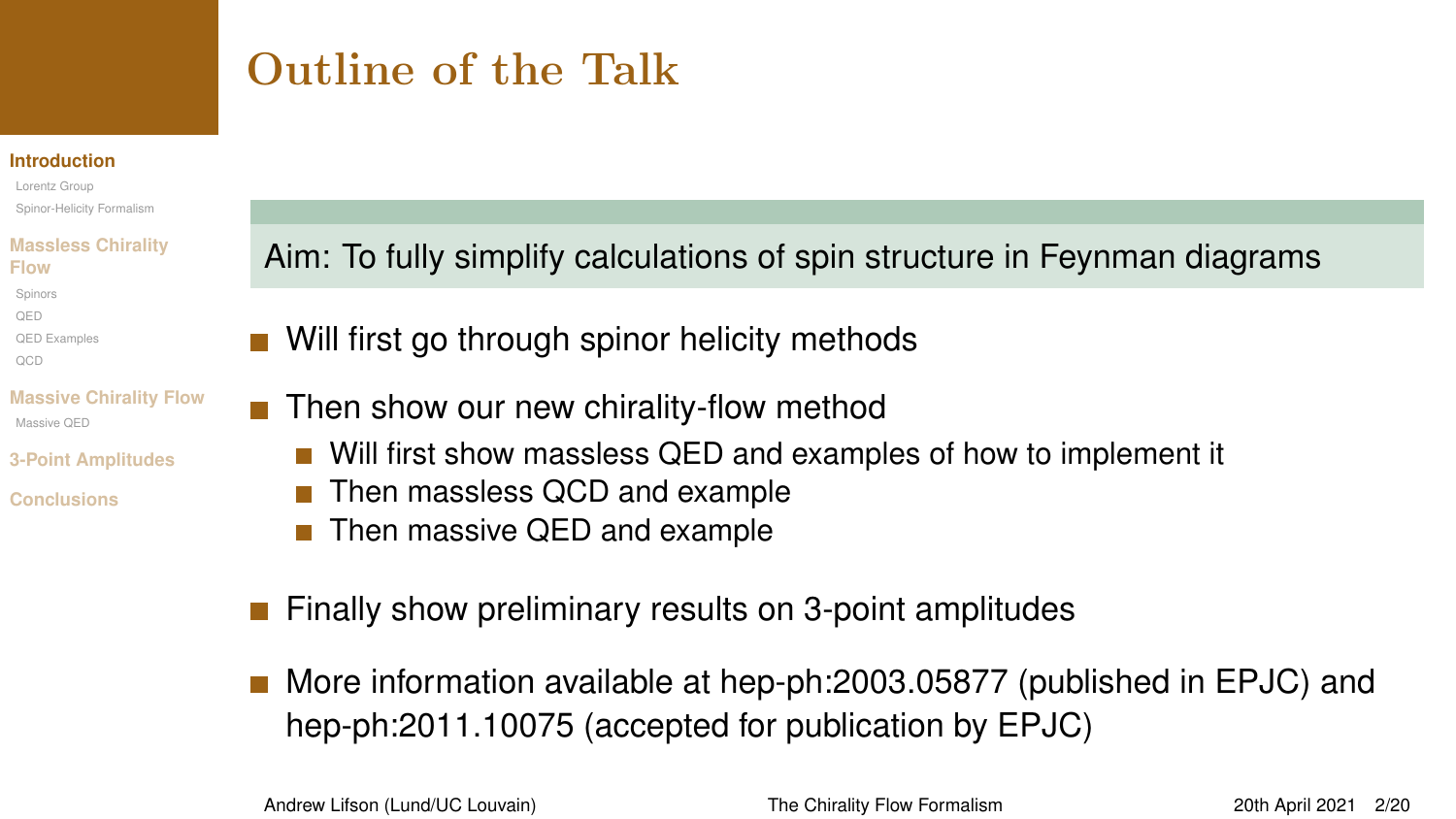# Outline of the Talk

**Aim: To fully simplify calculations of spin structure in Feynman diagrams**

- Will first go through spinor helicity methods
- Then show our new chirality-flow method
  - Will first show massless QED and examples of how to implement it
  - Then massless QCD and example
  - Then massive QED and example
- Finally show preliminary results on 3-point amplitudes
- More information available at hep-ph:2003.05877 (published in EPJC) and hep-ph:2011.10075 (accepted for publication by EPJC)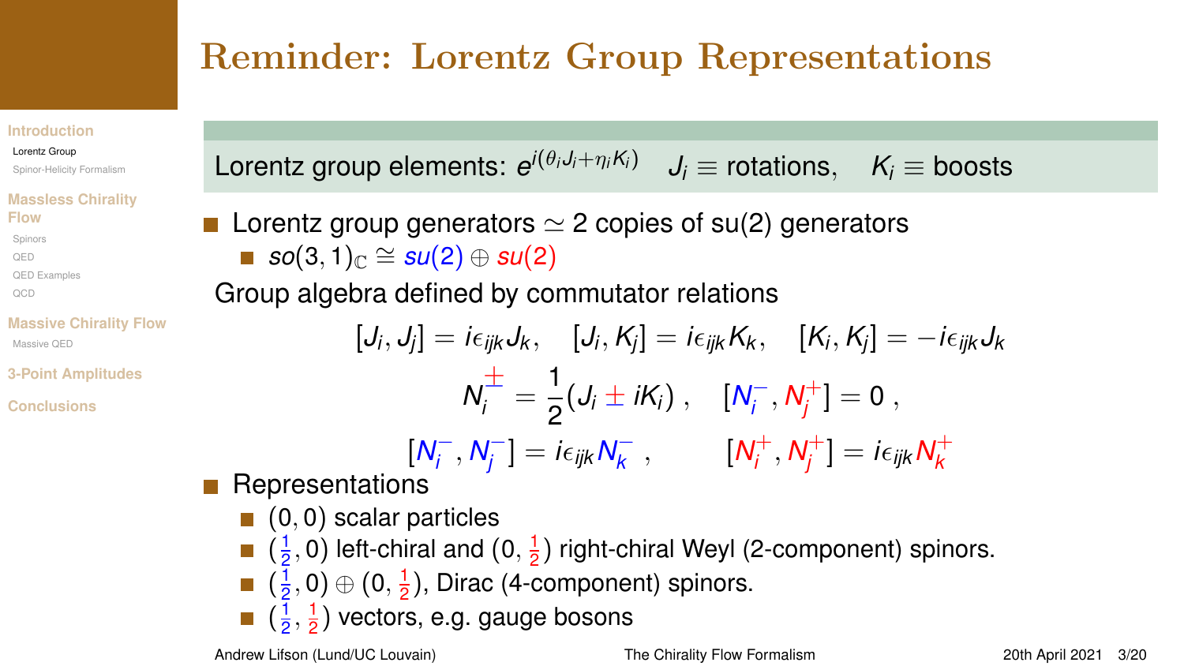# Reminder: Lorentz Group Representations

Lorentz group elements: $e^{i(\theta_i J_i + \eta_i K_i)}$ $J_i \equiv$ rotations, $K_i \equiv$ boosts

- Lorentz group generators $\simeq$ 2 copies of su(2) generators
  - $so(3,1)_{\mathbb{C}} \cong su(2) \oplus su(2)$

Group algebra defined by commutator relations

$$[J_i, J_j] = i\epsilon_{ijk} J_k, \quad [J_i, K_j] = i\epsilon_{ijk} K_k, \quad [K_i, K_j] = -i\epsilon_{ijk} J_k$$

$$N_i^{\pm} = \frac{1}{2}(J_i \pm iK_i), \quad [N_i^-, N_j^+] = 0,$$

$$[N_i^-, N_j^-] = i\epsilon_{ijk} N_k^-, \quad [N_i^+, N_j^+] = i\epsilon_{ijk} N_k^+$$

- Representations
  - $(0,0)$ scalar particles
  - $(\frac{1}{2}, 0)$ left-chiral and $(0, \frac{1}{2})$ right-chiral Weyl (2-component) spinors.
  - $(\frac{1}{2}, 0) \oplus (0, \frac{1}{2})$, Dirac (4-component) spinors.
  - $(\frac{1}{2}, \frac{1}{2})$ vectors, e.g. gauge bosons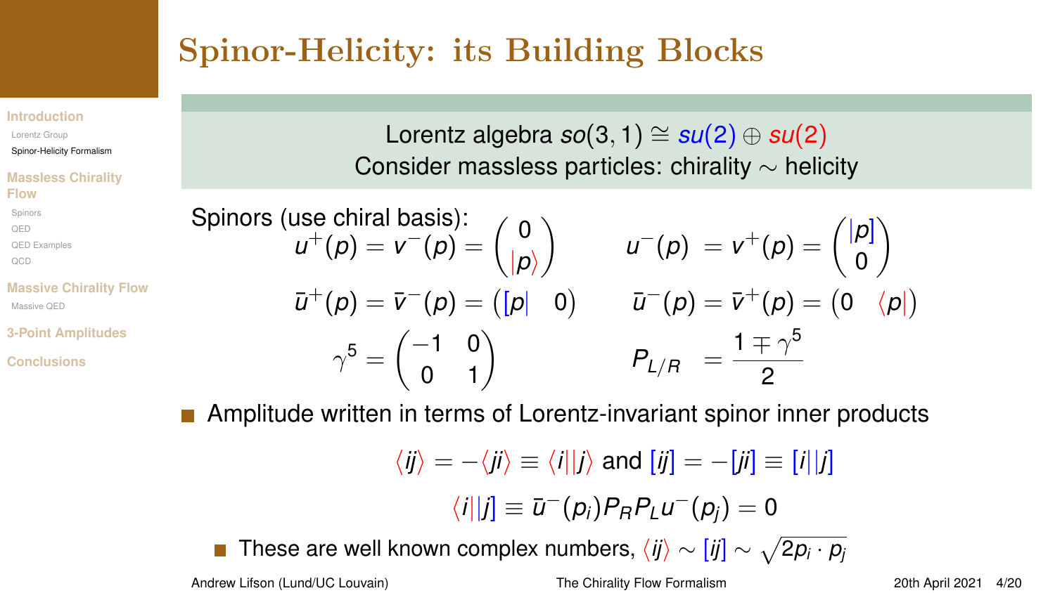# Spinor-Helicity: its Building Blocks

Lorentz algebra $so(3,1) \cong su(2) \oplus su(2)$

Consider massless particles: chirality $\sim$ helicity

Spinors (use chiral basis):

$$u^+(p) = v^-(p) = \begin{pmatrix} 0 \\ |p\rangle \end{pmatrix} \qquad u^-(p) = v^+(p) = \begin{pmatrix} |p] \\ 0 \end{pmatrix}$$

$$\bar{u}^+(p) = \bar{v}^-(p) = \begin{pmatrix} [p| & 0 \end{pmatrix} \qquad \bar{u}^-(p) = \bar{v}^+(p) = \begin{pmatrix} 0 & \langle p| \end{pmatrix}$$

$$\gamma^5 = \begin{pmatrix} -1 & 0 \\ 0 & 1 \end{pmatrix} \qquad P_{L/R} = \frac{1 \mp \gamma^5}{2}$$

- Amplitude written in terms of Lorentz-invariant spinor inner products

$$\langle ij\rangle = -\langle ji\rangle \equiv \langle i||j\rangle \text{ and } [ij] = -[ji] \equiv [i||j]$$

$$\langle i||j] \equiv \bar{u}^-(p_i) P_R P_L u^-(p_j) = 0$$

  - These are well known complex numbers, $\langle ij\rangle \sim [ij] \sim \sqrt{2p_i \cdot p_j}$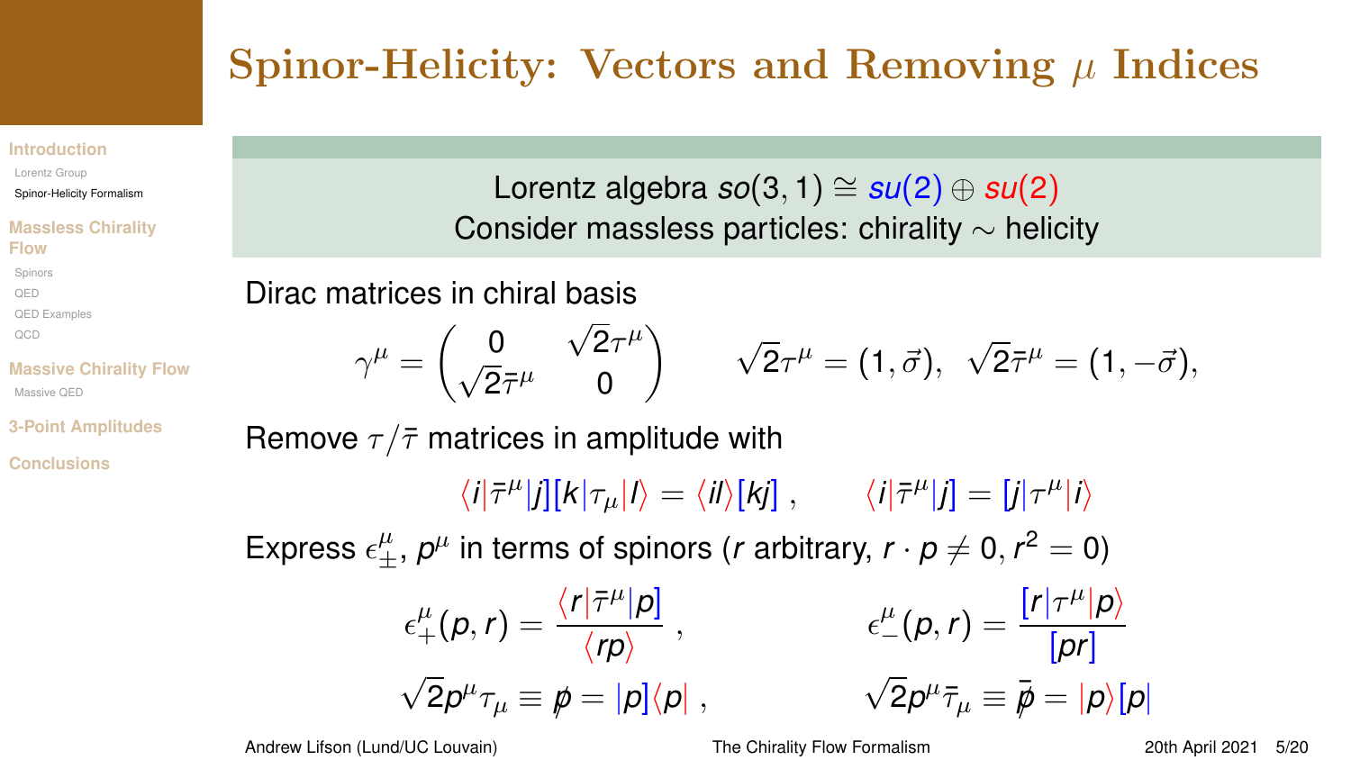# Spinor-Helicity: Vectors and Removing $\mu$ Indices

Lorentz algebra $so(3,1) \cong su(2) \oplus su(2)$
Consider massless particles: chirality $\sim$ helicity

Dirac matrices in chiral basis

$$\gamma^\mu = \begin{pmatrix} 0 & \sqrt{2}\tau^\mu \\ \sqrt{2}\bar{\tau}^\mu & 0 \end{pmatrix} \qquad \sqrt{2}\tau^\mu = (1, \vec{\sigma}), \;\; \sqrt{2}\bar{\tau}^\mu = (1, -\vec{\sigma}),$$

Remove $\tau/\bar{\tau}$ matrices in amplitude with

$$\langle i|\bar{\tau}^\mu|j][k|\tau_\mu|l\rangle = \langle il\rangle[kj] \;, \qquad \langle i|\bar{\tau}^\mu|j] = [j|\tau^\mu|i\rangle$$

Express $\epsilon^\mu_\pm$, $p^\mu$ in terms of spinors ($r$ arbitrary, $r \cdot p \neq 0, r^2 = 0$)

$$\epsilon^\mu_+(p,r) = \frac{\langle r|\bar{\tau}^\mu|p]}{\langle rp\rangle} \;, \qquad \epsilon^\mu_-(p,r) = \frac{[r|\tau^\mu|p\rangle}{[pr]}$$

$$\sqrt{2}p^\mu\tau_\mu \equiv \not{p} = |p]\langle p| \;, \qquad \sqrt{2}p^\mu\bar{\tau}_\mu \equiv \bar{\not{p}} = |p\rangle[p|$$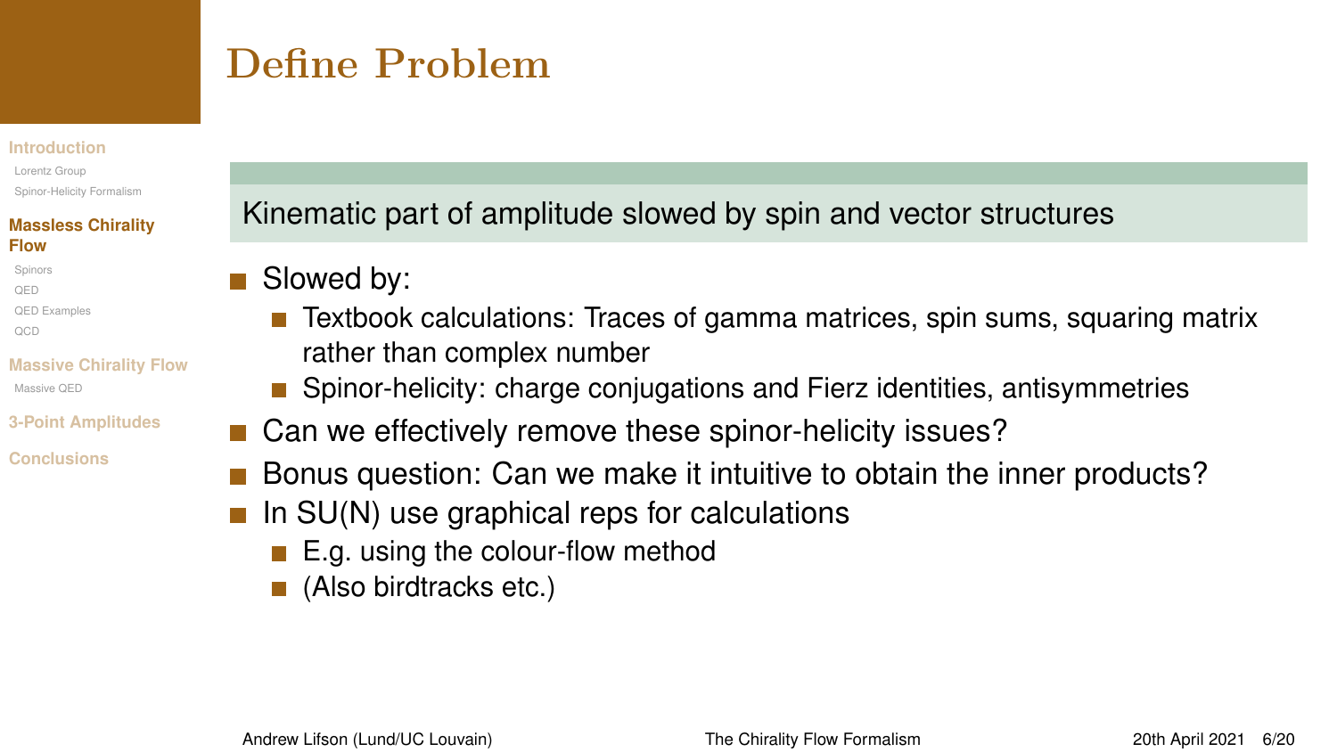# Define Problem

**Kinematic part of amplitude slowed by spin and vector structures**

- Slowed by:
  - Textbook calculations: Traces of gamma matrices, spin sums, squaring matrix rather than complex number
  - Spinor-helicity: charge conjugations and Fierz identities, antisymmetries
- Can we effectively remove these spinor-helicity issues?
- Bonus question: Can we make it intuitive to obtain the inner products?
- In SU(N) use graphical reps for calculations
  - E.g. using the colour-flow method
  - (Also birdtracks etc.)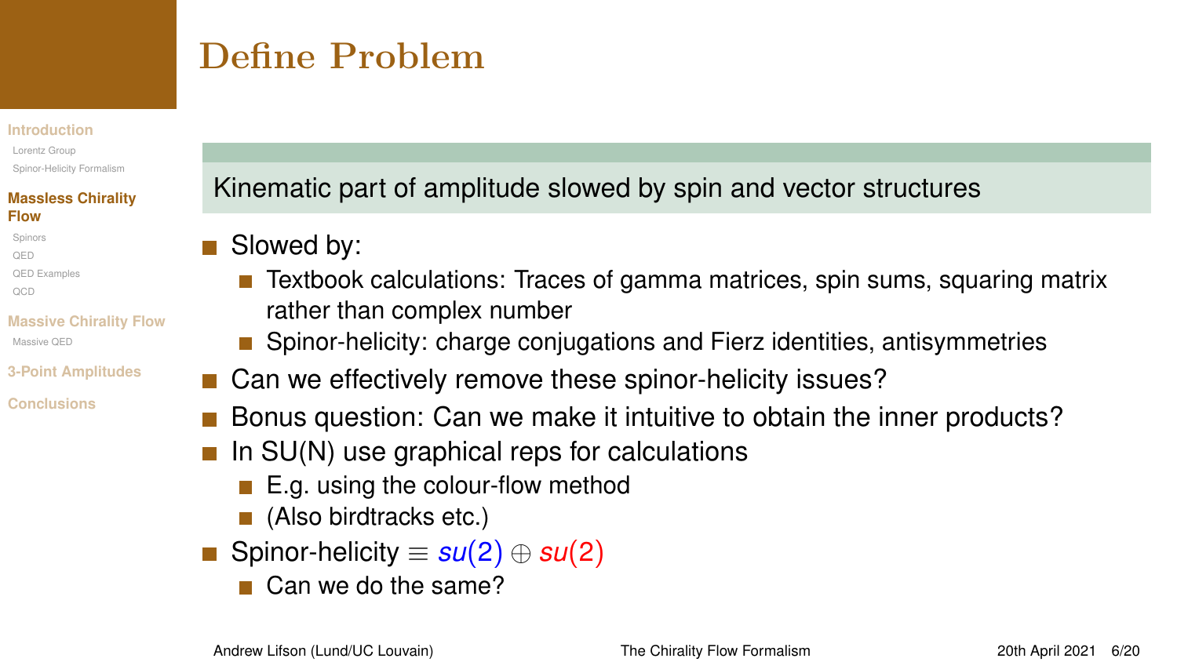# Define Problem

**Kinematic part of amplitude slowed by spin and vector structures**

- Slowed by:
  - Textbook calculations: Traces of gamma matrices, spin sums, squaring matrix rather than complex number
  - Spinor-helicity: charge conjugations and Fierz identities, antisymmetries
- Can we effectively remove these spinor-helicity issues?
- Bonus question: Can we make it intuitive to obtain the inner products?
- In SU(N) use graphical reps for calculations
  - E.g. using the colour-flow method
  - (Also birdtracks etc.)
- Spinor-helicity $\equiv su(2) \oplus su(2)$
  - Can we do the same?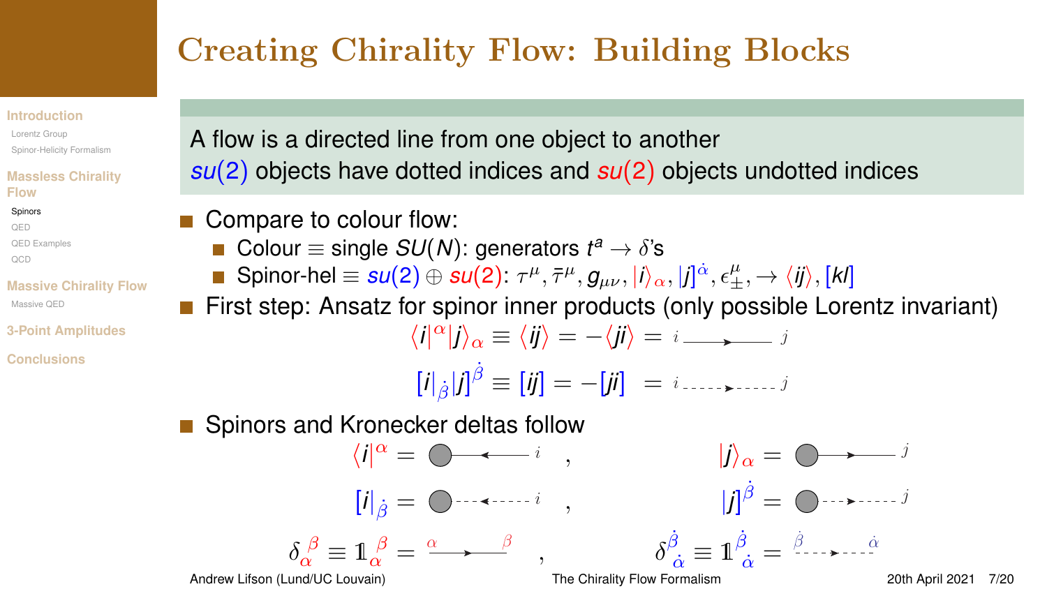# Creating Chirality Flow: Building Blocks

A flow is a directed line from one object to another

$su(2)$ objects have dotted indices and $su(2)$ objects undotted indices

- Compare to colour flow:
  - Colour $\equiv$ single $SU(N)$: generators $t^a \to \delta$'s
  - Spinor-hel $\equiv su(2) \oplus su(2)$: $\tau^\mu, \bar{\tau}^\mu, g_{\mu\nu}, |i\rangle_\alpha, |j]^{\dot{\alpha}}, \epsilon^\mu_\pm, \to \langle ij\rangle, [kl]$
- First step: Ansatz for spinor inner products (only possible Lorentz invariant)

$$\langle i|^\alpha |j\rangle_\alpha \equiv \langle ij\rangle = -\langle ji\rangle = i \longrightarrow j$$

$$[i|_{\dot{\beta}} |j]^{\dot{\beta}} \equiv [ij] = -[ji] = i \dashrightarrow j$$

- Spinors and Kronecker deltas follow

$$\langle i|^\alpha = \bullet \longleftarrow i \quad , \quad |j\rangle_\alpha = \bullet \longrightarrow j$$

$$[i|_{\dot{\beta}} = \bullet \dashleftarrow i \quad , \quad |j]^{\dot{\beta}} = \bullet \dashrightarrow j$$

$$\delta_\alpha^{\ \beta} \equiv \mathbb{1}_\alpha^{\ \beta} = \alpha \longrightarrow \beta \quad , \quad \delta^{\dot{\beta}}_{\ \dot{\alpha}} \equiv \mathbb{1}^{\dot{\beta}}_{\ \dot{\alpha}} = \dot{\beta} \dashrightarrow \dot{\alpha}$$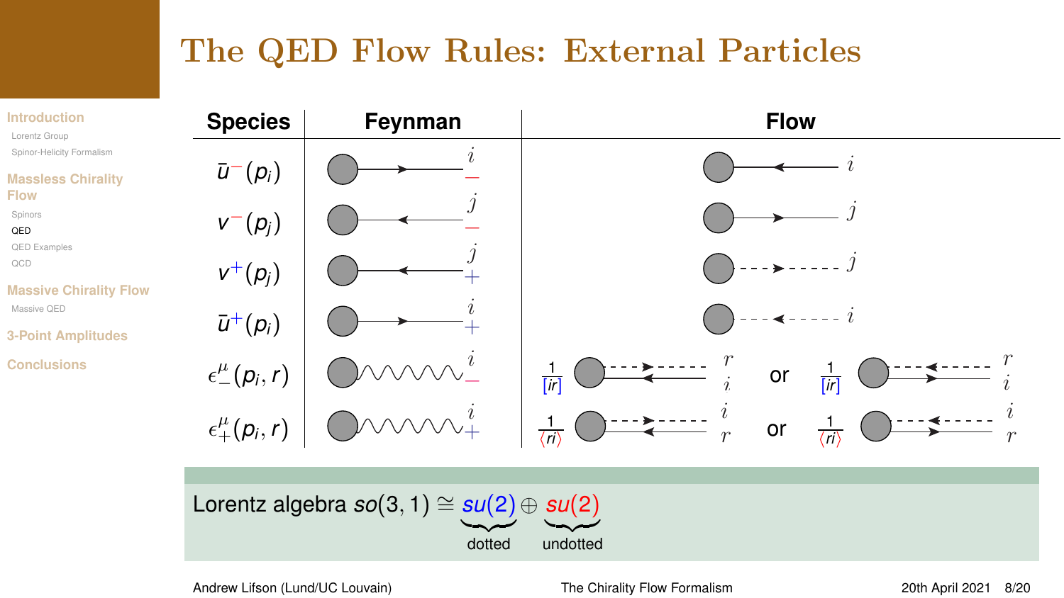# The QED Flow Rules: External Particles

| Species | Feynman | Flow |
|---|---|---|
| $\bar{u}^-(p_i)$ | $i$, $-$ | $i$ |
| $v^-(p_j)$ | $j$, $-$ | $j$ |
| $v^+(p_j)$ | $j$, $+$ | $j$ |
| $\bar{u}^+(p_i)$ | $i$, $+$ | $i$ |
| $\epsilon^\mu_-(p_i, r)$ | $i$, $-$ | $\frac{1}{[ir]}$ $r$, $i$ or $\frac{1}{[ir]}$ $r$, $i$ |
| $\epsilon^\mu_+(p_i, r)$ | $i$, $+$ | $\frac{1}{\langle ri \rangle}$ $i$, $r$ or $\frac{1}{\langle ri \rangle}$ $i$, $r$ |

Lorentz algebra $so(3,1) \cong \underbrace{su(2)}_{\text{dotted}} \oplus \underbrace{su(2)}_{\text{undotted}}$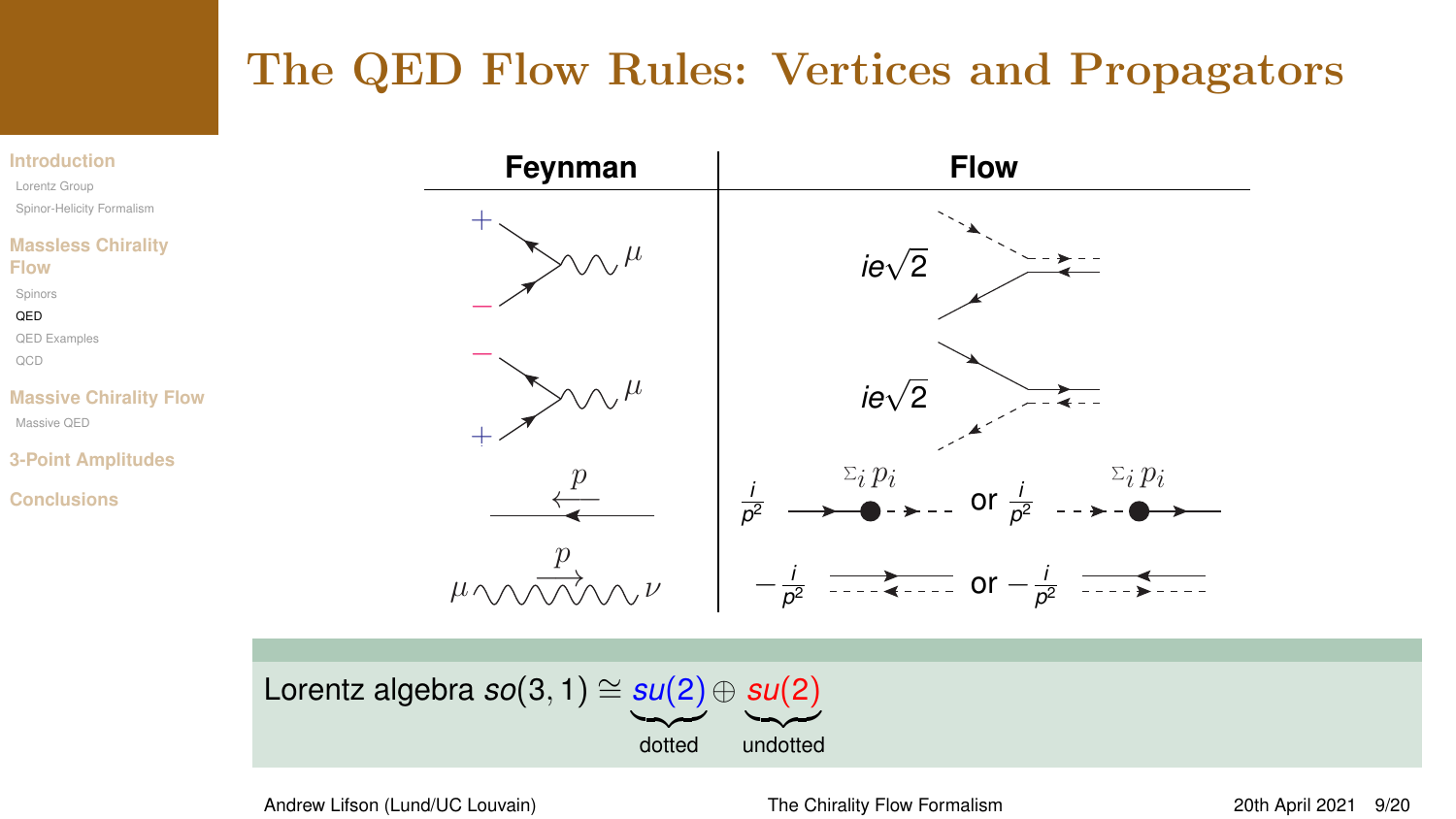# The QED Flow Rules: Vertices and Propagators

| Feynman | Flow |
|---|---|
| $+$, $-$ fermion lines meeting photon $\mu$ | $ie\sqrt{2}$ |
| $-$, $+$ fermion lines meeting photon $\mu$ | $ie\sqrt{2}$ |
| $p$ (fermion propagator) | $\frac{i}{p^2}$ $\Sigma_i p_i$ or $\frac{i}{p^2}$ $\Sigma_i p_i$ |
| $\mu$ $p$ $\nu$ (photon propagator) | $-\frac{i}{p^2}$ or $-\frac{i}{p^2}$ |

Lorentz algebra $so(3,1) \cong \underbrace{su(2)}_{\text{dotted}} \oplus \underbrace{su(2)}_{\text{undotted}}$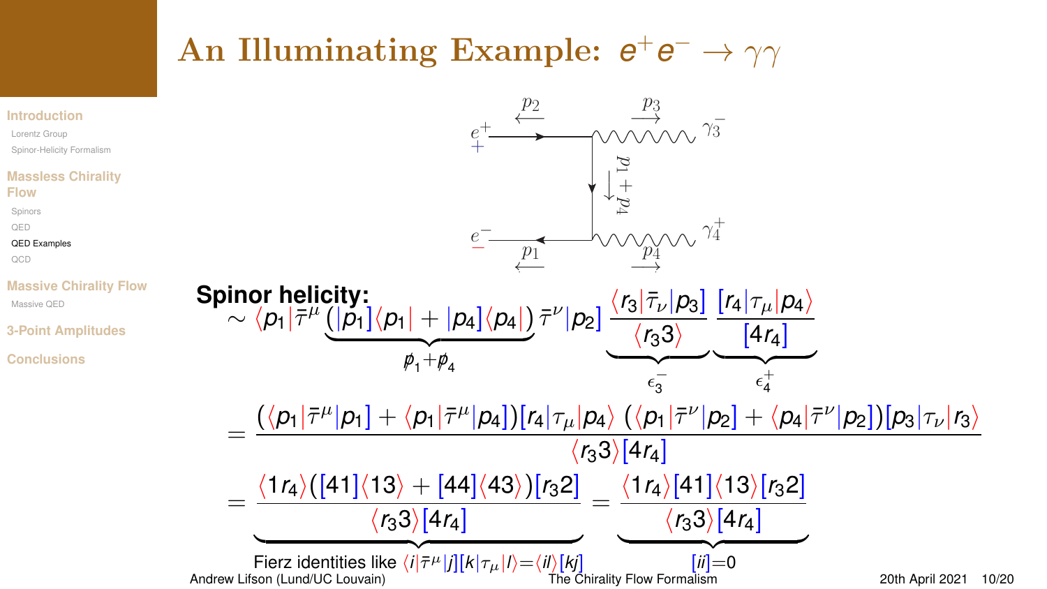# An Illuminating Example: $e^+e^- \to \gamma\gamma$

**Spinor helicity:**

$$\sim \langle p_1|\bar\tau^\mu \underbrace{\left(|p_1]\langle p_1| + |p_4]\langle p_4|\right)}_{\not p_1 + \not p_4} \bar\tau^\nu |p_2] \underbrace{\frac{\langle r_3|\bar\tau_\nu|p_3]}{\langle r_3 3\rangle}}_{\epsilon_3^-} \underbrace{\frac{[r_4|\tau_\mu|p_4\rangle}{[4 r_4]}}_{\epsilon_4^+}$$

$$= \frac{\left(\langle p_1|\bar\tau^\mu|p_1] + \langle p_1|\bar\tau^\mu|p_4]\right)[r_4|\tau_\mu|p_4\rangle \; \left(\langle p_1|\bar\tau^\nu|p_2] + \langle p_4|\bar\tau^\nu|p_2]\right)[p_3|\tau_\nu|r_3\rangle}{\langle r_3 3\rangle[4 r_4]}$$

$$= \underbrace{\frac{\langle 1 r_4\rangle\left([41]\langle 13\rangle + [44]\langle 43\rangle\right)[r_3 2]}{\langle r_3 3\rangle[4 r_4]}}_{\text{Fierz identities like } \langle i|\bar\tau^\mu|j][k|\tau_\mu|l\rangle = \langle il\rangle[kj]} = \underbrace{\frac{\langle 1 r_4\rangle[41]\langle 13\rangle[r_3 2]}{\langle r_3 3\rangle[4 r_4]}}_{[ii]=0}$$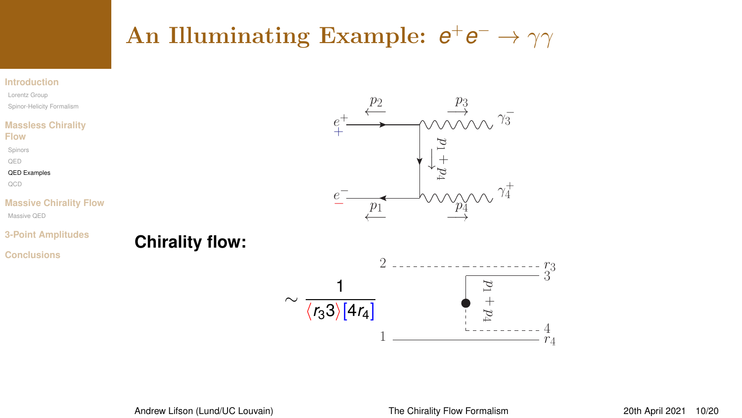# An Illuminating Example: $e^+e^- \to \gamma\gamma$

**Chirality flow:**

$$\sim \frac{1}{\langle r_3 3\rangle [4 r_4]}$$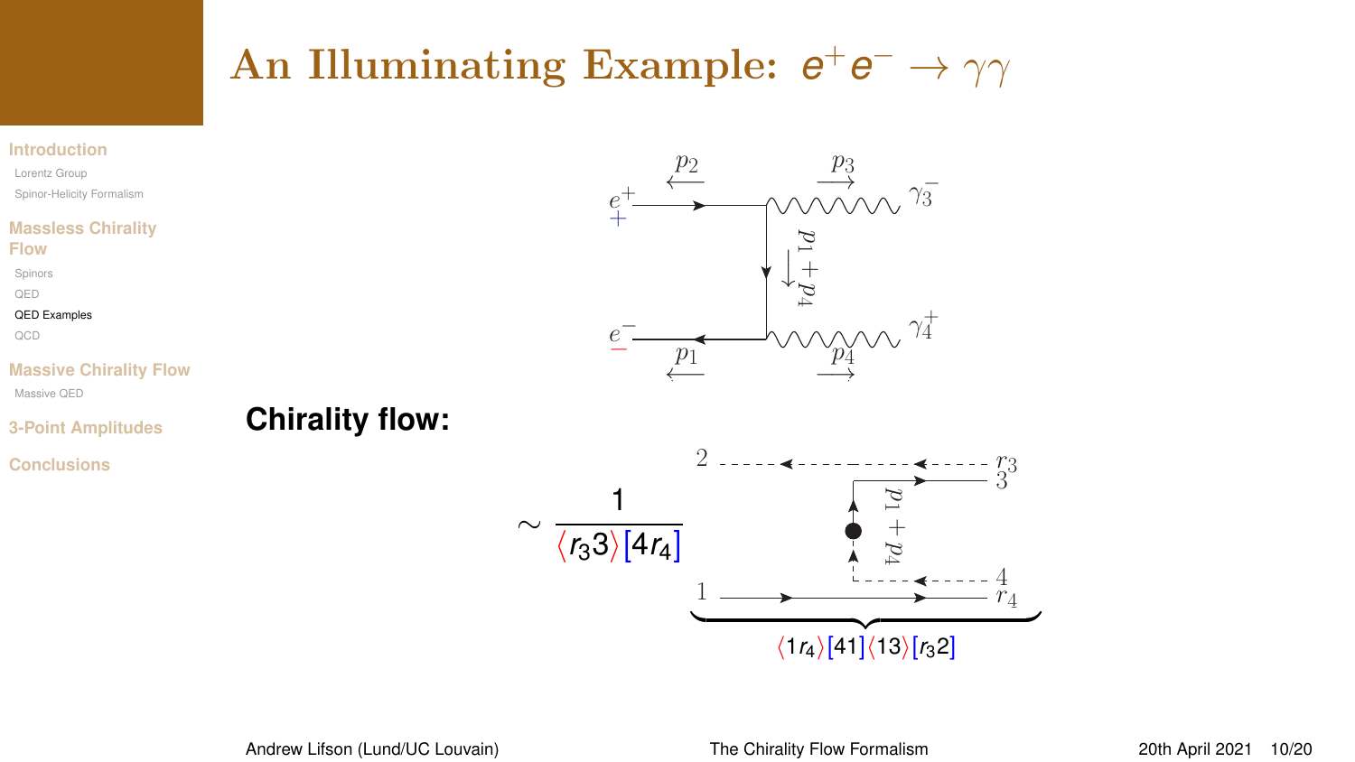# An Illuminating Example: $e^+e^- \to \gamma\gamma$

**Chirality flow:**

$$\sim \frac{1}{\langle r_3 3\rangle [4 r_4]}$$

$$\langle 1 r_4\rangle [41] \langle 13\rangle [r_3 2]$$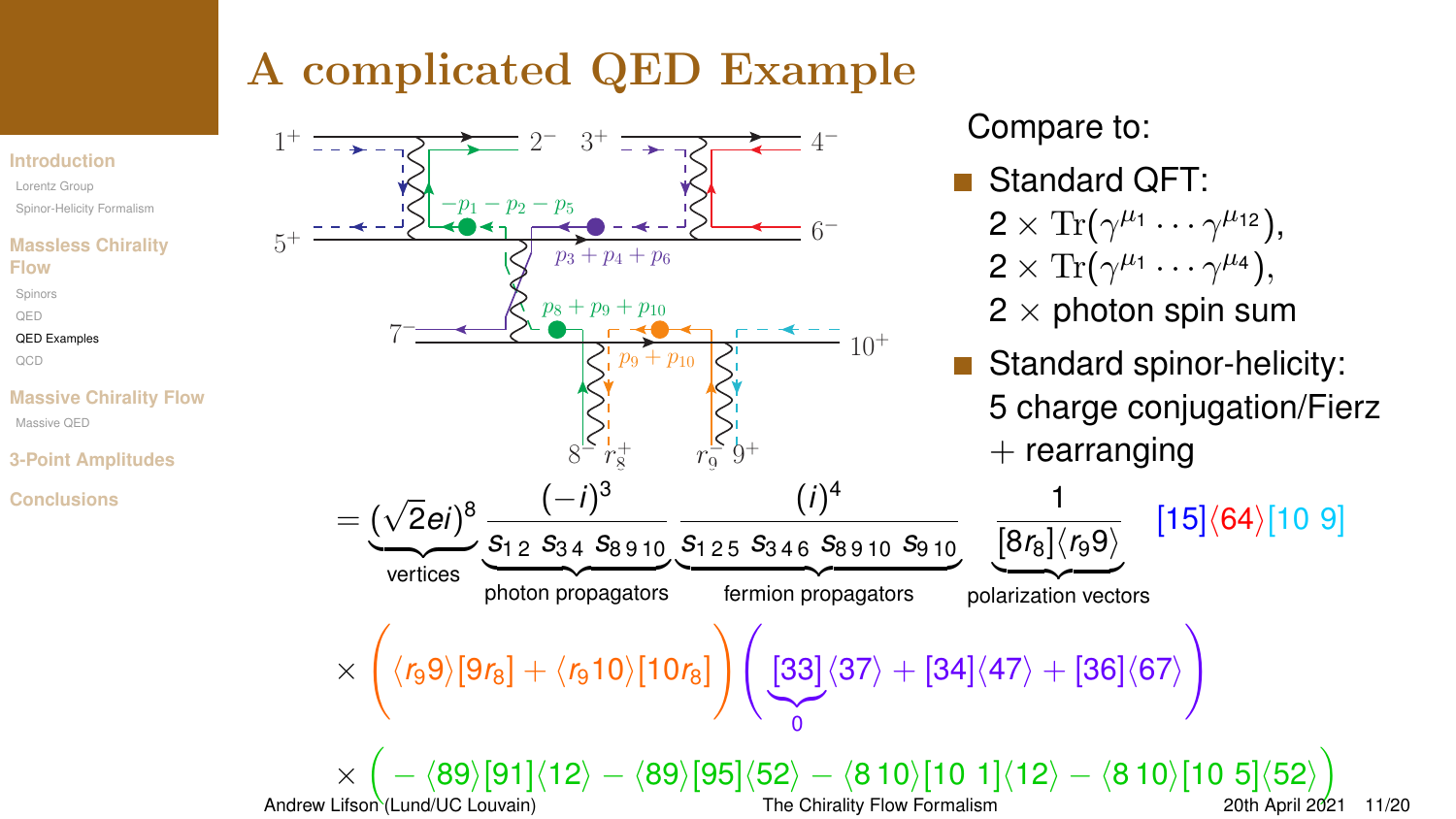# A complicated QED Example

Compare to:

- Standard QFT:
  $2 \times \mathrm{Tr}(\gamma^{\mu_1} \cdots \gamma^{\mu_{12}})$,
  $2 \times \mathrm{Tr}(\gamma^{\mu_1} \cdots \gamma^{\mu_4})$,
  $2 \times$ photon spin sum
- Standard spinor-helicity:
  5 charge conjugation/Fierz
  + rearranging

$$
= \underbrace{(\sqrt{2}ei)^8}_{\text{vertices}} \underbrace{\frac{(-i)^3}{s_{12}\, s_{34}\, s_{8\,9\,10}}}_{\text{photon propagators}} \underbrace{\frac{(i)^4}{s_{1\,2\,5}\, s_{3\,4\,6}\, s_{8\,9\,10}\, s_{9\,10}}}_{\text{fermion propagators}} \underbrace{\frac{1}{[8 r_8]\langle r_9 9\rangle}}_{\text{polarization vectors}} [15]\langle 64\rangle[10\; 9]
$$

$$
\times \left( \langle r_9 9\rangle[9 r_8] + \langle r_9 10\rangle[10 r_8] \right) \left( \underbrace{[33]}_{0}\langle 37\rangle + [34]\langle 47\rangle + [36]\langle 67\rangle \right)
$$

$$
\times \left( -\langle 89\rangle[91]\langle 12\rangle - \langle 89\rangle[95]\langle 52\rangle - \langle 8\,10\rangle[10\;1]\langle 12\rangle - \langle 8\,10\rangle[10\;5]\langle 52\rangle \right)
$$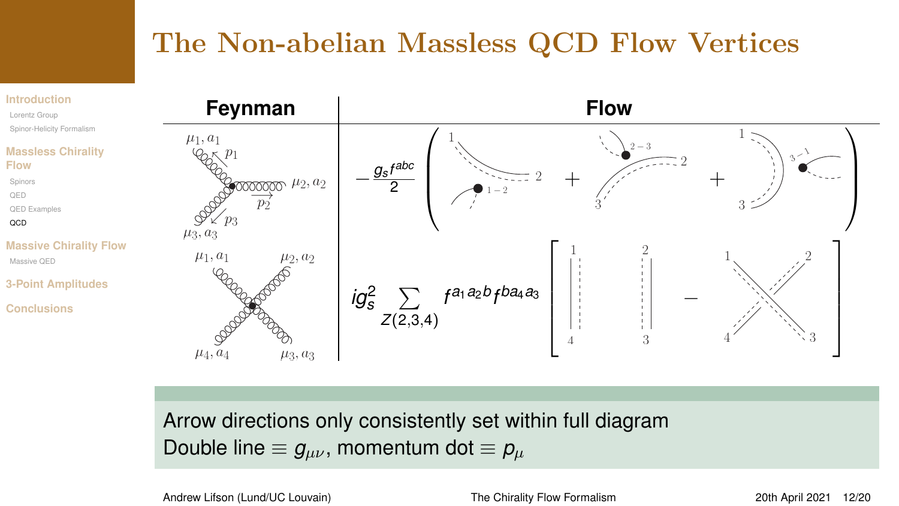# The Non-abelian Massless QCD Flow Vertices

| Feynman | Flow |
| --- | --- |
| $\mu_1, a_1$; $p_1$; $\mu_2, a_2$; $p_2$; $p_3$; $\mu_3, a_3$ | $-\frac{g_s f^{abc}}{2}\left( \ldots + \ldots + \ldots \right)$ |
| $\mu_1, a_1$; $\mu_2, a_2$; $\mu_4, a_4$; $\mu_3, a_3$ | $i g_s^2 \sum_{Z(2,3,4)} f^{a_1 a_2 b} f^{b a_4 a_3} \left[ \ldots - \ldots \right]$ |

Arrow directions only consistently set within full diagram

Double line $\equiv g_{\mu\nu}$, momentum dot $\equiv p_\mu$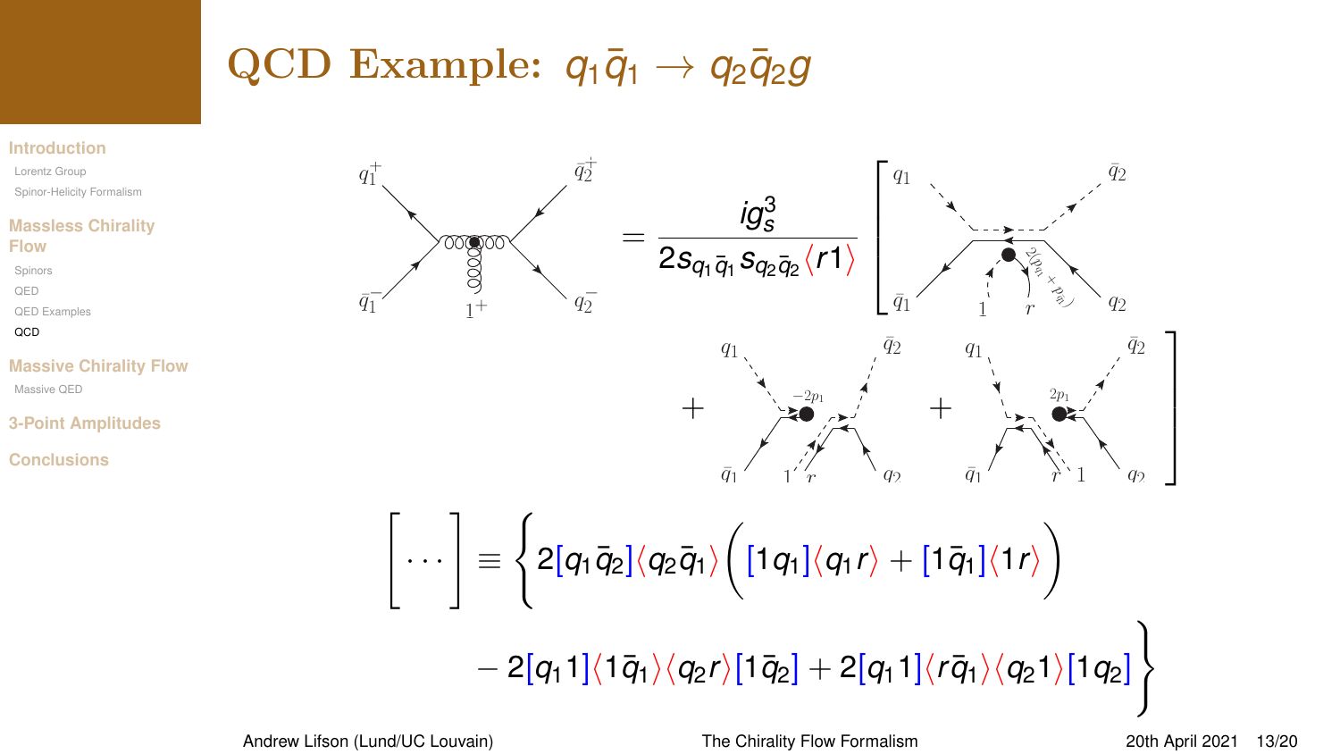# QCD Example: $q_1\bar{q}_1 \to q_2\bar{q}_2 g$

$$= \frac{ig_s^3}{2s_{q_1\bar{q}_1}s_{q_2\bar{q}_2}\langle r1\rangle}\Big[\cdots\Big]$$

$$\Big[\cdots\Big] \equiv \Big\{2[q_1\bar{q}_2]\langle q_2\bar{q}_1\rangle\Big([1q_1]\langle q_1 r\rangle + [1\bar{q}_1]\langle 1r\rangle\Big)$$

$$-2[q_1 1]\langle 1\bar{q}_1\rangle\langle q_2 r\rangle[1\bar{q}_2] + 2[q_1 1]\langle r\bar{q}_1\rangle\langle q_2 1\rangle[1q_2]\Big\}$$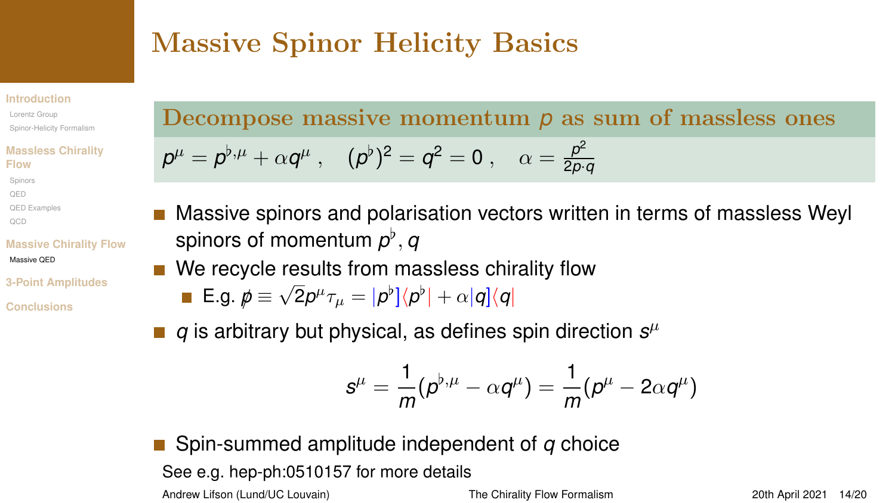# Massive Spinor Helicity Basics

**Decompose massive momentum $p$ as sum of massless ones**

$$p^\mu = p^{\flat,\mu} + \alpha q^\mu \,, \quad (p^\flat)^2 = q^2 = 0 \,, \quad \alpha = \frac{p^2}{2p\cdot q}$$

- Massive spinors and polarisation vectors written in terms of massless Weyl spinors of momentum $p^\flat, q$
- We recycle results from massless chirality flow
  - E.g. $\not{p} \equiv \sqrt{2}p^\mu \tau_\mu = |p^\flat]\langle p^\flat| + \alpha |q]\langle q|$
- $q$ is arbitrary but physical, as defines spin direction $s^\mu$

$$s^\mu = \frac{1}{m}(p^{\flat,\mu} - \alpha q^\mu) = \frac{1}{m}(p^\mu - 2\alpha q^\mu)$$

- Spin-summed amplitude independent of $q$ choice

See e.g. hep-ph:0510157 for more details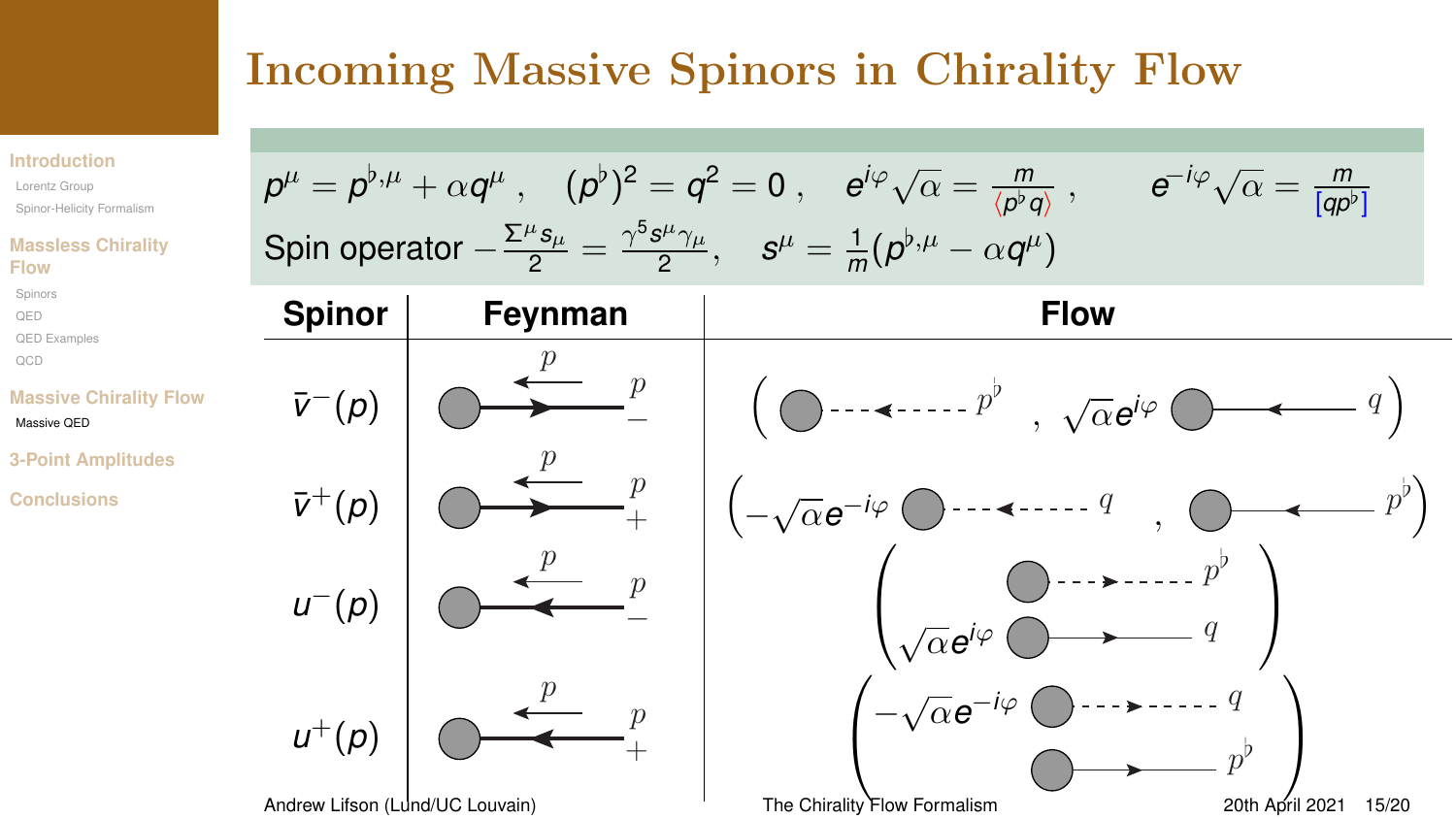# Incoming Massive Spinors in Chirality Flow

$$p^\mu = p^{\flat,\mu} + \alpha q^\mu \,, \quad (p^\flat)^2 = q^2 = 0 \,, \quad e^{i\varphi}\sqrt{\alpha} = \frac{m}{\langle p^\flat q \rangle} \,, \qquad e^{-i\varphi}\sqrt{\alpha} = \frac{m}{[q p^\flat]}$$

$$\text{Spin operator } -\frac{\Sigma^\mu s_\mu}{2} = \frac{\gamma^5 s^\mu \gamma_\mu}{2}, \quad s^\mu = \frac{1}{m}(p^{\flat,\mu} - \alpha q^\mu)$$

| Spinor | Feynman | Flow |
|---|---|---|
| $\bar{v}^-(p)$ | | $\left( \; \cdots p^\flat \; , \; \sqrt{\alpha} e^{i\varphi} \; \cdots q \right)$ |
| $\bar{v}^+(p)$ | | $\left( -\sqrt{\alpha} e^{-i\varphi} \; \cdots q \; , \; \cdots p^\flat \right)$ |
| $u^-(p)$ | | $\begin{pmatrix} \cdots p^\flat \\ \sqrt{\alpha} e^{i\varphi} \; \cdots q \end{pmatrix}$ |
| $u^+(p)$ | | $\begin{pmatrix} -\sqrt{\alpha} e^{-i\varphi} \; \cdots q \\ \cdots p^\flat \end{pmatrix}$ |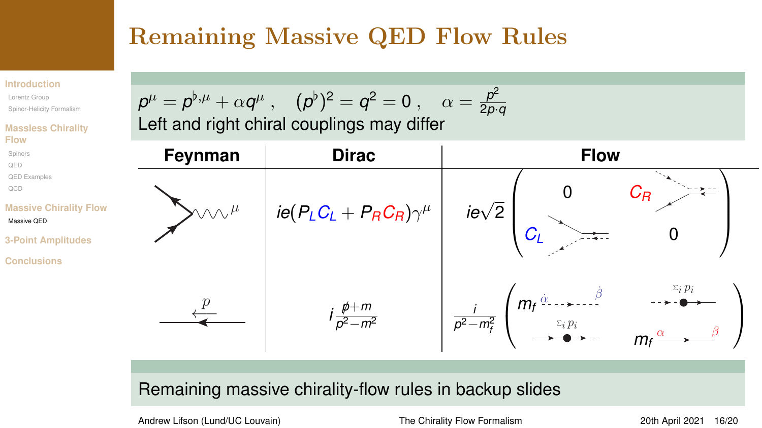# Remaining Massive QED Flow Rules

$$p^\mu = p^{\flat,\mu} + \alpha q^\mu\ , \quad (p^\flat)^2 = q^2 = 0\ , \quad \alpha = \frac{p^2}{2p\cdot q}$$

Left and right chiral couplings may differ

| Feynman | Dirac | Flow |
|---|---|---|
| (vertex, $\mu$) | $ie(P_L C_L + P_R C_R)\gamma^\mu$ | $ie\sqrt{2}\begin{pmatrix} 0 & C_R \\ C_L & 0 \end{pmatrix}$ |
| (propagator, $p$) | $i\frac{\not{p}+m}{p^2-m^2}$ | $\frac{i}{p^2-m_f^2}\begin{pmatrix} m_f\ \dot{\alpha}\ \dot{\beta} & \Sigma_i p_i \\ \Sigma_i p_i & m_f\ \alpha\ \beta \end{pmatrix}$ |

Remaining massive chirality-flow rules in backup slides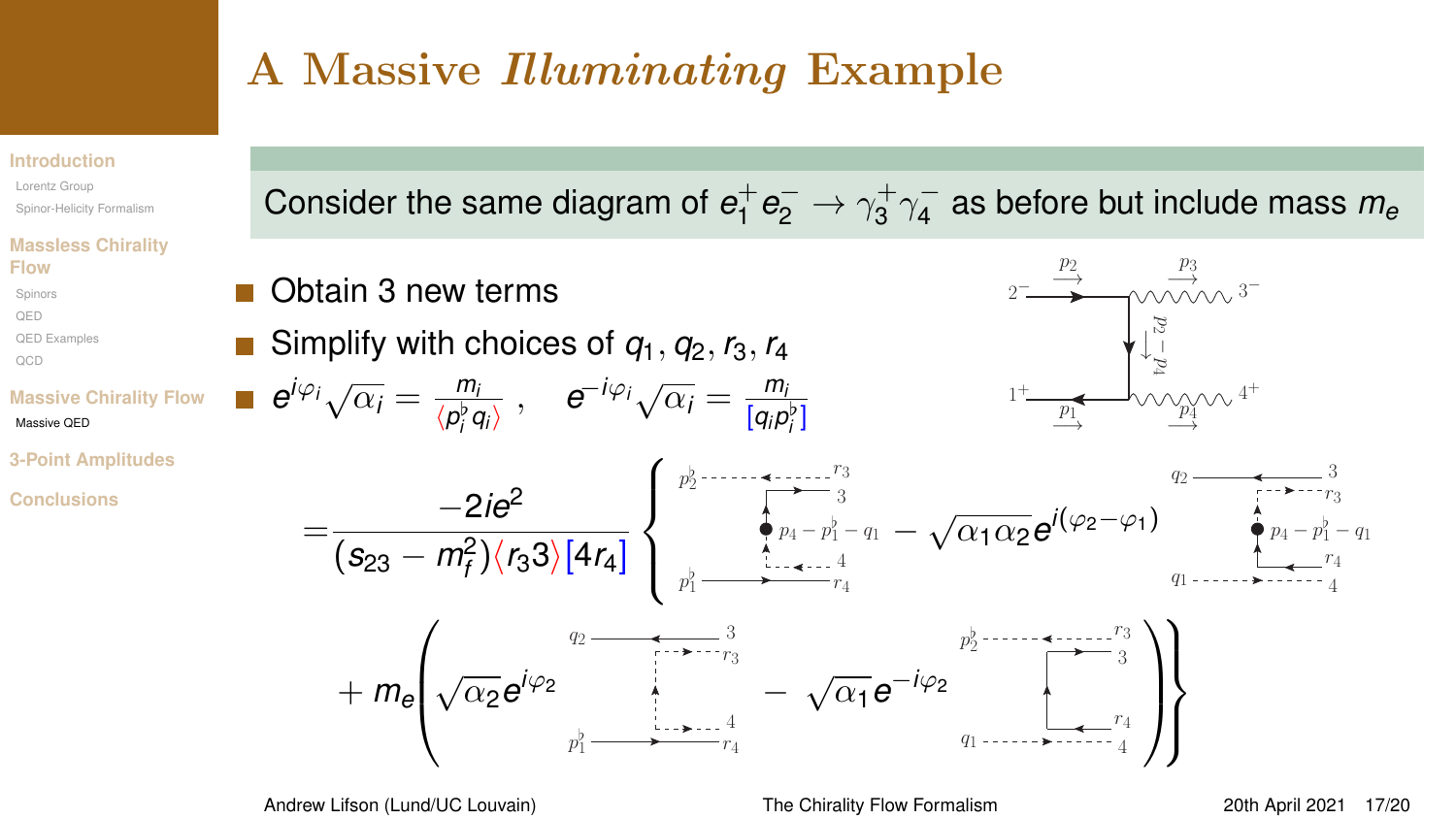# A Massive *Illuminating* Example

Consider the same diagram of $e_1^+ e_2^- \to \gamma_3^+ \gamma_4^-$ as before but include mass $m_e$

- Obtain 3 new terms
- Simplify with choices of $q_1, q_2, r_3, r_4$
- $e^{i\varphi_i}\sqrt{\alpha_i} = \frac{m_i}{\langle p_i^\flat q_i \rangle}$ , $\quad e^{-i\varphi_i}\sqrt{\alpha_i} = \frac{m_i}{[q_i p_i^\flat]}$

$$= \frac{-2ie^2}{(s_{23} - m_f^2)\langle r_3 3\rangle [4 r_4]} \Bigg\{ [\text{diagram}] - \sqrt{\alpha_1 \alpha_2}\, e^{i(\varphi_2 - \varphi_1)} [\text{diagram}]$$

$$+ m_e \left( \sqrt{\alpha_2}\, e^{i\varphi_2} [\text{diagram}] - \sqrt{\alpha_1}\, e^{-i\varphi_2} [\text{diagram}] \right) \Bigg\}$$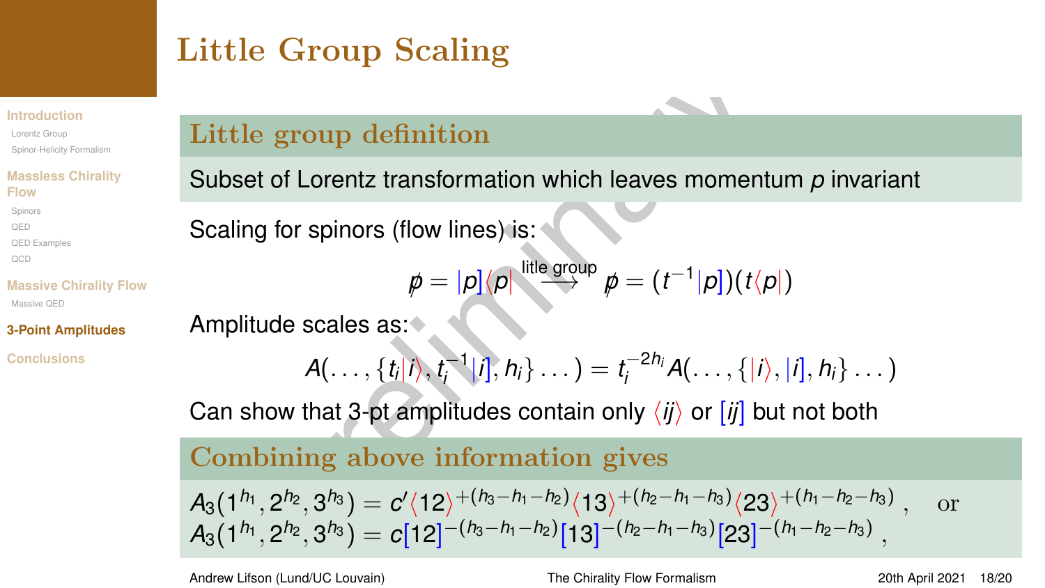# Little Group Scaling

## Little group definition

Subset of Lorentz transformation which leaves momentum $p$ invariant

Scaling for spinors (flow lines) is:

$$\not{p} = |p]\langle p| \xrightarrow{\text{litle group}} \not{p} = (t^{-1}|p])(t\langle p|)$$

Amplitude scales as:

$$A(\ldots,\{t_i|i\rangle, t_i^{-1}|i], h_i\}\ldots) = t_i^{-2h_i} A(\ldots,\{|i\rangle, |i], h_i\}\ldots)$$

Can show that 3-pt amplitudes contain only $\langle ij\rangle$ or $[ij]$ but not both

## Combining above information gives

$$A_3(1^{h_1}, 2^{h_2}, 3^{h_3}) = c'\langle 12\rangle^{+(h_3-h_1-h_2)}\langle 13\rangle^{+(h_2-h_1-h_3)}\langle 23\rangle^{+(h_1-h_2-h_3)}, \quad \text{or}$$
$$A_3(1^{h_1}, 2^{h_2}, 3^{h_3}) = c[12]^{-(h_3-h_1-h_2)}[13]^{-(h_2-h_1-h_3)}[23]^{-(h_1-h_2-h_3)},$$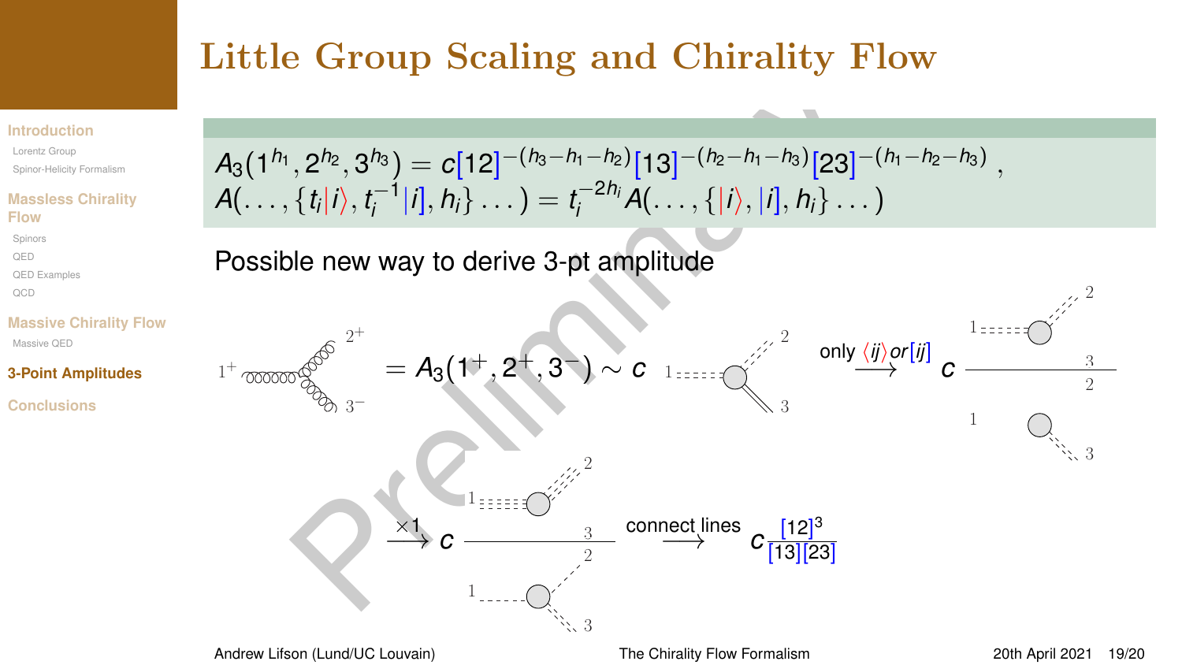# Little Group Scaling and Chirality Flow

$$A_3(1^{h_1}, 2^{h_2}, 3^{h_3}) = c[12]^{-(h_3-h_1-h_2)}[13]^{-(h_2-h_1-h_3)}[23]^{-(h_1-h_2-h_3)}\,,$$
$$A(\ldots, \{t_i|i\rangle, t_i^{-1}|i], h_i\}\ldots) = t_i^{-2h_i} A(\ldots, \{|i\rangle, |i], h_i\}\ldots)$$

Possible new way to derive 3-pt amplitude

$= A_3(1^+, 2^+, 3^-) \sim c$ $\xrightarrow{\text{only } \langle ij\rangle \text{ or } [ij]}$ $c$

$\xrightarrow{\times 1}$ $c$ $\xrightarrow{\text{connect lines}}$ $c\dfrac{[12]^3}{[13][23]}$

Preliminary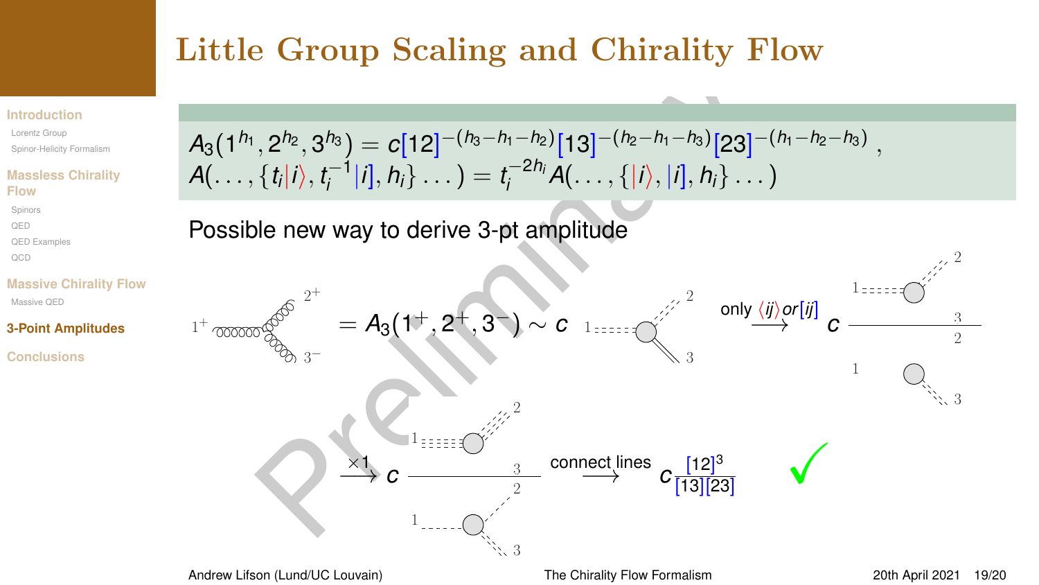# Little Group Scaling and Chirality Flow

$$A_3(1^{h_1}, 2^{h_2}, 3^{h_3}) = c[12]^{-(h_3-h_1-h_2)}[13]^{-(h_2-h_1-h_3)}[23]^{-(h_1-h_2-h_3)}\,,$$
$$A(\ldots,\{t_i|i\rangle, t_i^{-1}|i], h_i\}\ldots) = t_i^{-2h_i} A(\ldots,\{|i\rangle, |i], h_i\}\ldots)$$

Possible new way to derive 3-pt amplitude

$1^+$, $2^+$, $3^-$ $= A_3(1^+, 2^+, 3^-) \sim c$ $\xrightarrow{\text{only } \langle ij\rangle \text{ or } [ij]}$ $c$

$\xrightarrow{\times 1}$ $c$ $\xrightarrow{\text{connect lines}}$ $c\dfrac{[12]^3}{[13][23]}$ ✓

Preliminary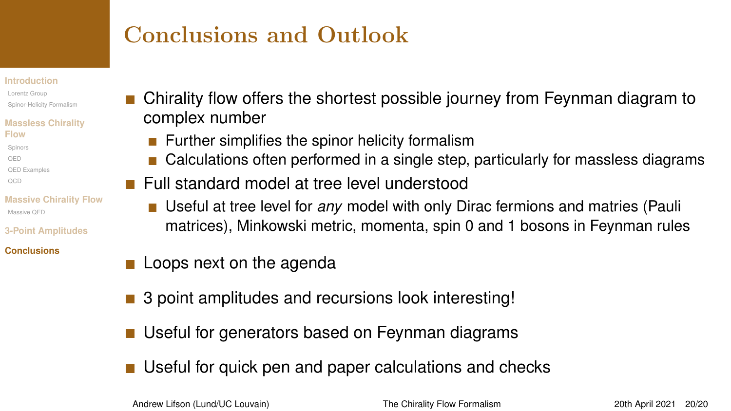# Conclusions and Outlook

- Chirality flow offers the shortest possible journey from Feynman diagram to complex number
  - Further simplifies the spinor helicity formalism
  - Calculations often performed in a single step, particularly for massless diagrams
- Full standard model at tree level understood
  - Useful at tree level for *any* model with only Dirac fermions and matries (Pauli matrices), Minkowski metric, momenta, spin 0 and 1 bosons in Feynman rules
- Loops next on the agenda
- 3 point amplitudes and recursions look interesting!
- Useful for generators based on Feynman diagrams
- Useful for quick pen and paper calculations and checks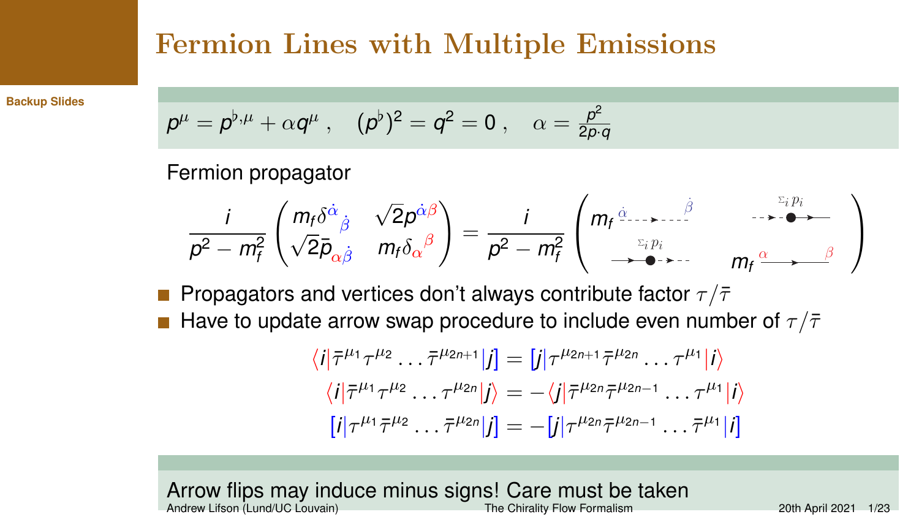# Fermion Lines with Multiple Emissions

$$p^\mu = p^{\flat,\mu} + \alpha q^\mu \ , \quad (p^\flat)^2 = q^2 = 0 \ , \quad \alpha = \frac{p^2}{2p\cdot q}$$

Fermion propagator

$$\frac{i}{p^2 - m_f^2}\begin{pmatrix} m_f \delta^{\dot\alpha}{}_{\dot\beta} & \sqrt{2} p^{\dot\alpha\beta} \\ \sqrt{2}\bar{p}_{\alpha\dot\beta} & m_f \delta_\alpha{}^\beta \end{pmatrix} = \frac{i}{p^2 - m_f^2}\begin{pmatrix} m_f \ \dot\alpha \dashrightarrow \dot\beta & \dashrightarrow\!\bullet\!\rightarrow \ \Sigma_i p_i \\ \Sigma_i p_i \ \rightarrow\!\bullet\!\dashrightarrow & m_f \ \alpha \rightarrow \beta \end{pmatrix}$$

- Propagators and vertices don't always contribute factor $\tau/\bar\tau$
- Have to update arrow swap procedure to include even number of $\tau/\bar\tau$

$$\langle i|\bar\tau^{\mu_1}\tau^{\mu_2}\ldots\bar\tau^{\mu_{2n+1}}|j] = [j|\tau^{\mu_{2n+1}}\bar\tau^{\mu_{2n}}\ldots\tau^{\mu_1}|i\rangle$$

$$\langle i|\bar\tau^{\mu_1}\tau^{\mu_2}\ldots\tau^{\mu_{2n}}|j\rangle = -\langle j|\bar\tau^{\mu_{2n}}\bar\tau^{\mu_{2n-1}}\ldots\tau^{\mu_1}|i\rangle$$

$$[i|\tau^{\mu_1}\bar\tau^{\mu_2}\ldots\bar\tau^{\mu_{2n}}|j] = -[j|\tau^{\mu_{2n}}\bar\tau^{\mu_{2n-1}}\ldots\bar\tau^{\mu_1}|i]$$

Arrow flips may induce minus signs! Care must be taken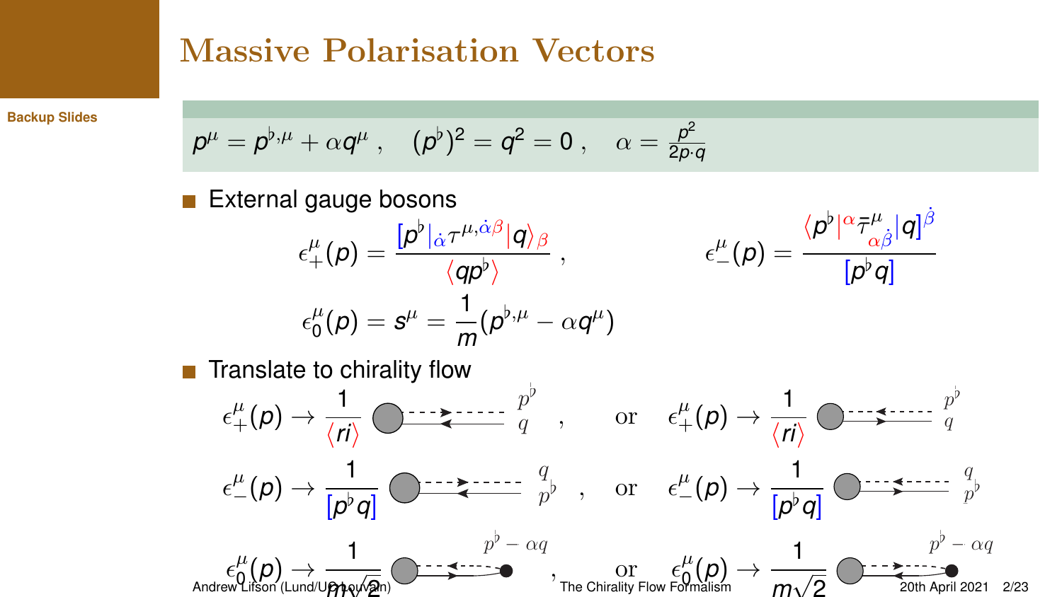# Massive Polarisation Vectors

Backup Slides

$$p^\mu = p^{\flat,\mu} + \alpha q^\mu \ , \quad (p^\flat)^2 = q^2 = 0 \ , \quad \alpha = \frac{p^2}{2p\cdot q}$$

- External gauge bosons

$$\epsilon_+^\mu(p) = \frac{[p^\flat|_{\dot{\alpha}} \tau^{\mu,\dot{\alpha}\beta} |q\rangle_\beta}{\langle q p^\flat \rangle} \ , \qquad \epsilon_-^\mu(p) = \frac{\langle p^\flat|^\alpha \bar{\tau}^\mu_{\alpha\dot{\beta}} |q]^{\dot{\beta}}}{[p^\flat q]}$$

$$\epsilon_0^\mu(p) = s^\mu = \frac{1}{m}(p^{\flat,\mu} - \alpha q^\mu)$$

- Translate to chirality flow

$$\epsilon_+^\mu(p) \to \frac{1}{\langle ri \rangle} \quad p^\flat,\ q \ , \qquad \text{or} \qquad \epsilon_+^\mu(p) \to \frac{1}{\langle ri \rangle} \quad p^\flat,\ q$$

$$\epsilon_-^\mu(p) \to \frac{1}{[p^\flat q]} \quad q,\ p^\flat \ , \qquad \text{or} \qquad \epsilon_-^\mu(p) \to \frac{1}{[p^\flat q]} \quad q,\ p^\flat$$

$$\epsilon_0^\mu(p) \to \frac{1}{m\sqrt{2}} \quad p^\flat - \alpha q \ , \qquad \text{or} \qquad \epsilon_0^\mu(p) \to \frac{1}{m\sqrt{2}} \quad p^\flat - \alpha q$$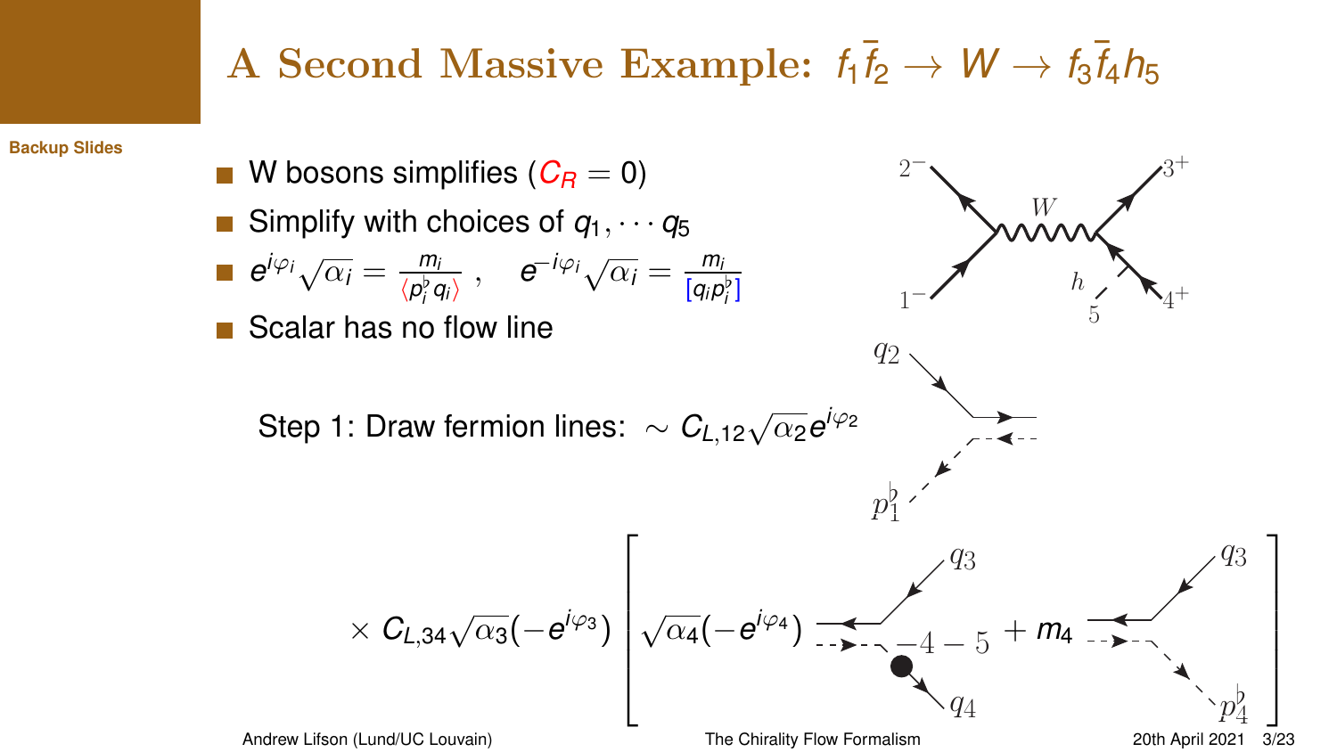# A Second Massive Example: $f_1\bar{f}_2 \to W \to f_3\bar{f}_4 h_5$

- W bosons simplifies ($C_R = 0$)
- Simplify with choices of $q_1, \cdots q_5$
- $e^{i\varphi_i}\sqrt{\alpha_i} = \frac{m_i}{\langle p_i^\flat q_i \rangle}$ , $\quad e^{-i\varphi_i}\sqrt{\alpha_i} = \frac{m_i}{[q_i p_i^\flat]}$
- Scalar has no flow line

Step 1: Draw fermion lines: $\sim C_{L,12}\sqrt{\alpha_2}e^{i\varphi_2}$

$$\times\, C_{L,34}\sqrt{\alpha_3}(-e^{i\varphi_3})\left[\sqrt{\alpha_4}(-e^{i\varphi_4}) \;\; -4-5 \;+\; m_4 \right]$$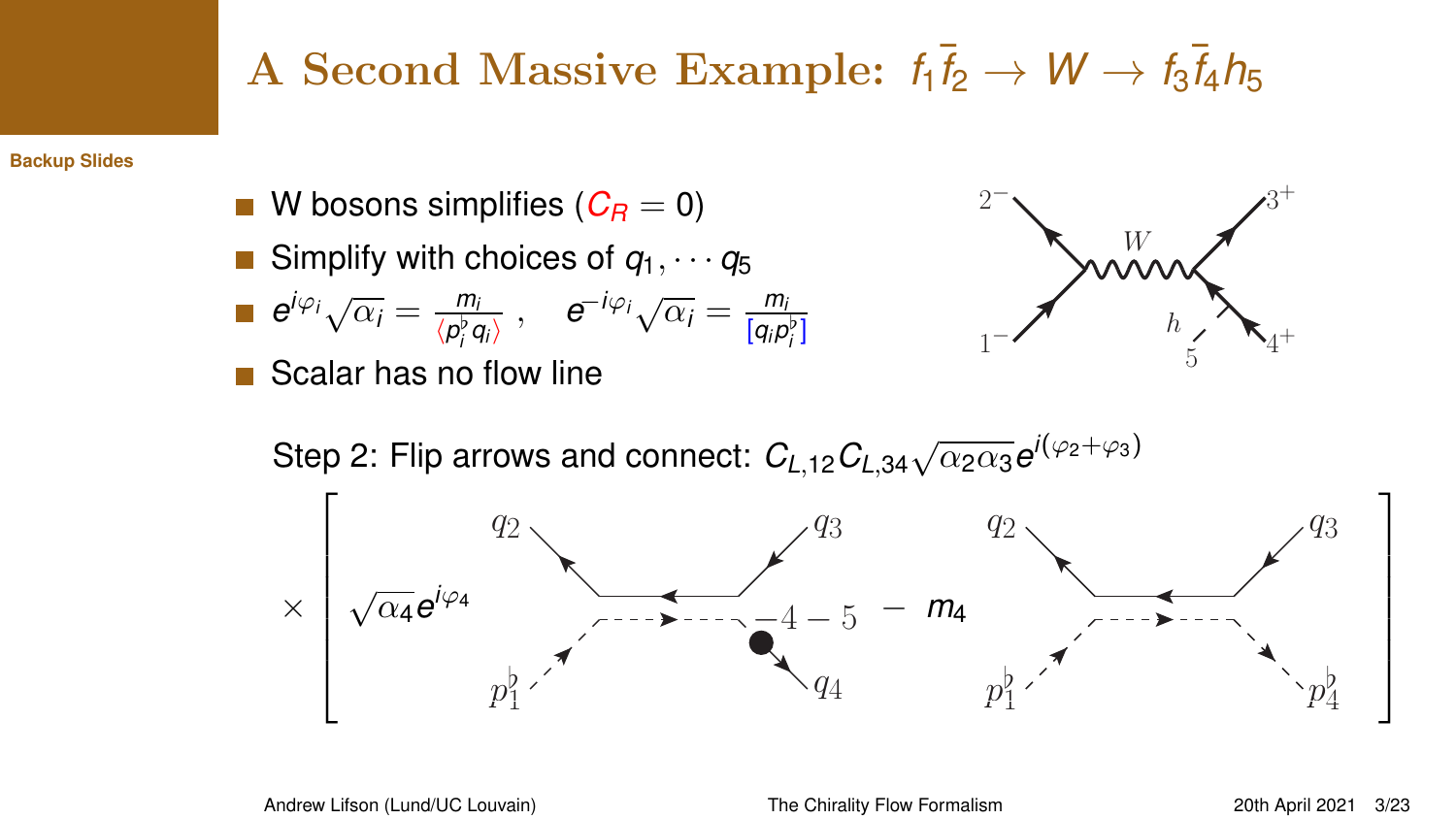# A Second Massive Example: $f_1\bar{f}_2 \to W \to f_3\bar{f}_4 h_5$

- W bosons simplifies ($C_R = 0$)
- Simplify with choices of $q_1, \cdots q_5$
- $e^{i\varphi_i}\sqrt{\alpha_i} = \frac{m_i}{\langle p_i^\flat q_i \rangle}$ , $\quad e^{-i\varphi_i}\sqrt{\alpha_i} = \frac{m_i}{[q_i p_i^\flat]}$
- Scalar has no flow line

Step 2: Flip arrows and connect: $C_{L,12}C_{L,34}\sqrt{\alpha_2\alpha_3}e^{i(\varphi_2+\varphi_3)}$

$$\times \left[ \sqrt{\alpha_4}e^{i\varphi_4} \;(\ldots) - 4 - 5 \;-\; m_4 \;(\ldots) \right]$$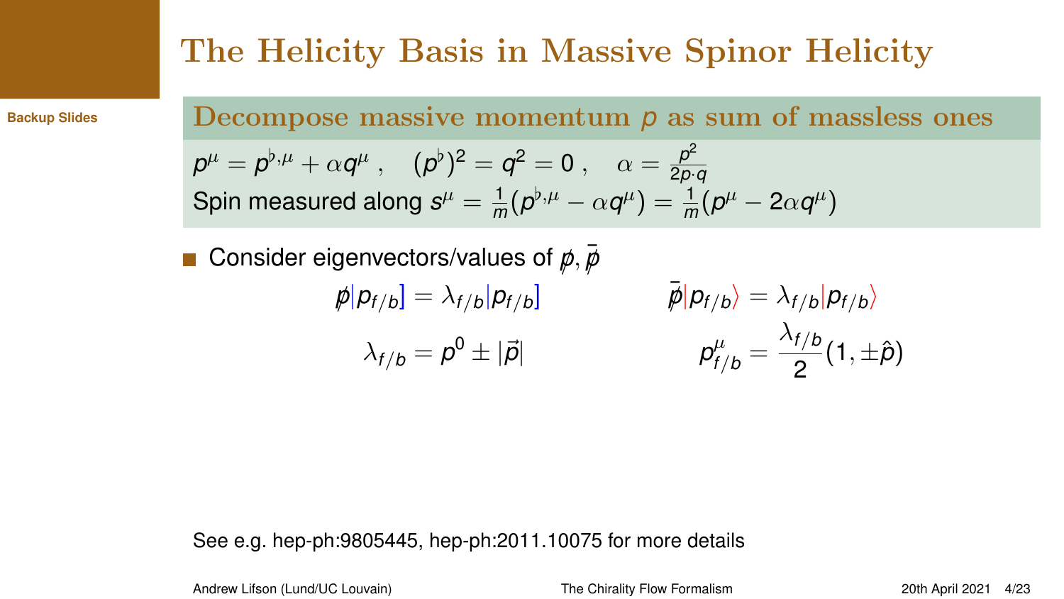# The Helicity Basis in Massive Spinor Helicity

Backup Slides

## Decompose massive momentum $p$ as sum of massless ones

$$p^\mu = p^{\flat,\mu} + \alpha q^\mu \ , \quad (p^\flat)^2 = q^2 = 0 \ , \quad \alpha = \frac{p^2}{2p\cdot q}$$

Spin measured along $s^\mu = \frac{1}{m}(p^{\flat,\mu} - \alpha q^\mu) = \frac{1}{m}(p^\mu - 2\alpha q^\mu)$

- Consider eigenvectors/values of $\not{p}, \bar{\not{p}}$

$$\not{p}|p_{f/b}] = \lambda_{f/b}|p_{f/b}] \qquad \bar{\not{p}}|p_{f/b}\rangle = \lambda_{f/b}|p_{f/b}\rangle$$

$$\lambda_{f/b} = p^0 \pm |\vec{p}| \qquad p^\mu_{f/b} = \frac{\lambda_{f/b}}{2}(1, \pm\hat{p})$$

See e.g. hep-ph:9805445, hep-ph:2011.10075 for more details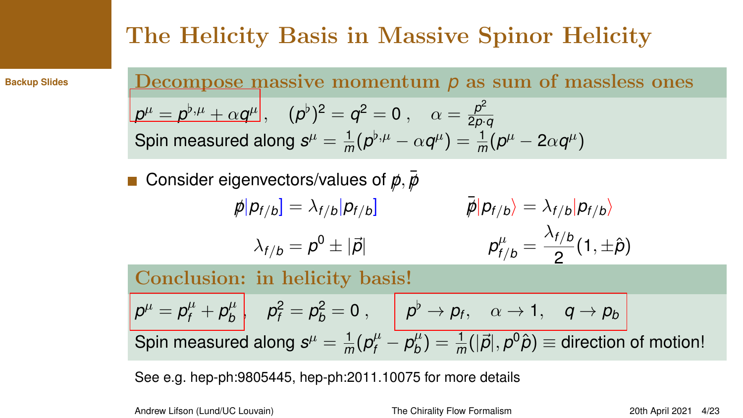# The Helicity Basis in Massive Spinor Helicity

## Decompose massive momentum $p$ as sum of massless ones

$$p^\mu = p^{\flat,\mu} + \alpha q^\mu\,, \quad (p^\flat)^2 = q^2 = 0\,, \quad \alpha = \frac{p^2}{2p\cdot q}$$

Spin measured along $s^\mu = \frac{1}{m}(p^{\flat,\mu} - \alpha q^\mu) = \frac{1}{m}(p^\mu - 2\alpha q^\mu)$

- Consider eigenvectors/values of $\not{p}, \bar{\not{p}}$

$$\not{p}|p_{f/b}] = \lambda_{f/b}|p_{f/b}] \qquad \bar{\not{p}}|p_{f/b}\rangle = \lambda_{f/b}|p_{f/b}\rangle$$

$$\lambda_{f/b} = p^0 \pm |\vec{p}| \qquad p^\mu_{f/b} = \frac{\lambda_{f/b}}{2}(1, \pm\hat{p})$$

## Conclusion: in helicity basis!

$$p^\mu = p^\mu_f + p^\mu_b\,, \quad p_f^2 = p_b^2 = 0\,, \qquad p^\flat \to p_f, \quad \alpha \to 1, \quad q \to p_b$$

Spin measured along $s^\mu = \frac{1}{m}(p^\mu_f - p^\mu_b) = \frac{1}{m}(|\vec{p}|, p^0\hat{p}) \equiv$ direction of motion!

See e.g. hep-ph:9805445, hep-ph:2011.10075 for more details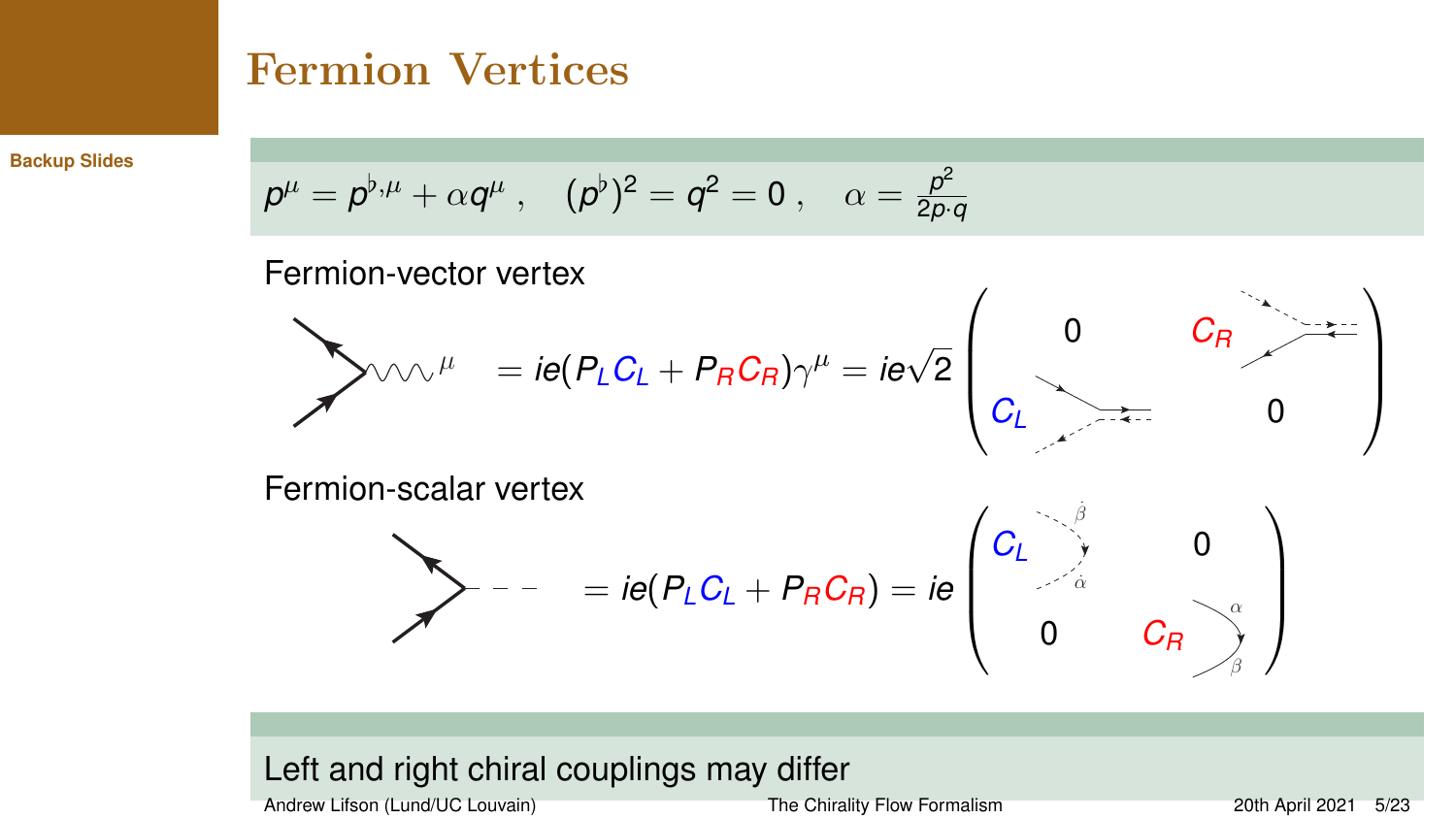# Fermion Vertices

$$p^{\mu} = p^{\flat,\mu} + \alpha q^{\mu}\ , \quad (p^{\flat})^2 = q^2 = 0\ , \quad \alpha = \frac{p^2}{2p\cdot q}$$

Fermion-vector vertex

$$= ie(P_L C_L + P_R C_R)\gamma^{\mu} = ie\sqrt{2}\begin{pmatrix} 0 & C_R \\ C_L & 0 \end{pmatrix}$$

Fermion-scalar vertex

$$= ie(P_L C_L + P_R C_R) = ie\begin{pmatrix} C_L & 0 \\ 0 & C_R \end{pmatrix}$$

Left and right chiral couplings may differ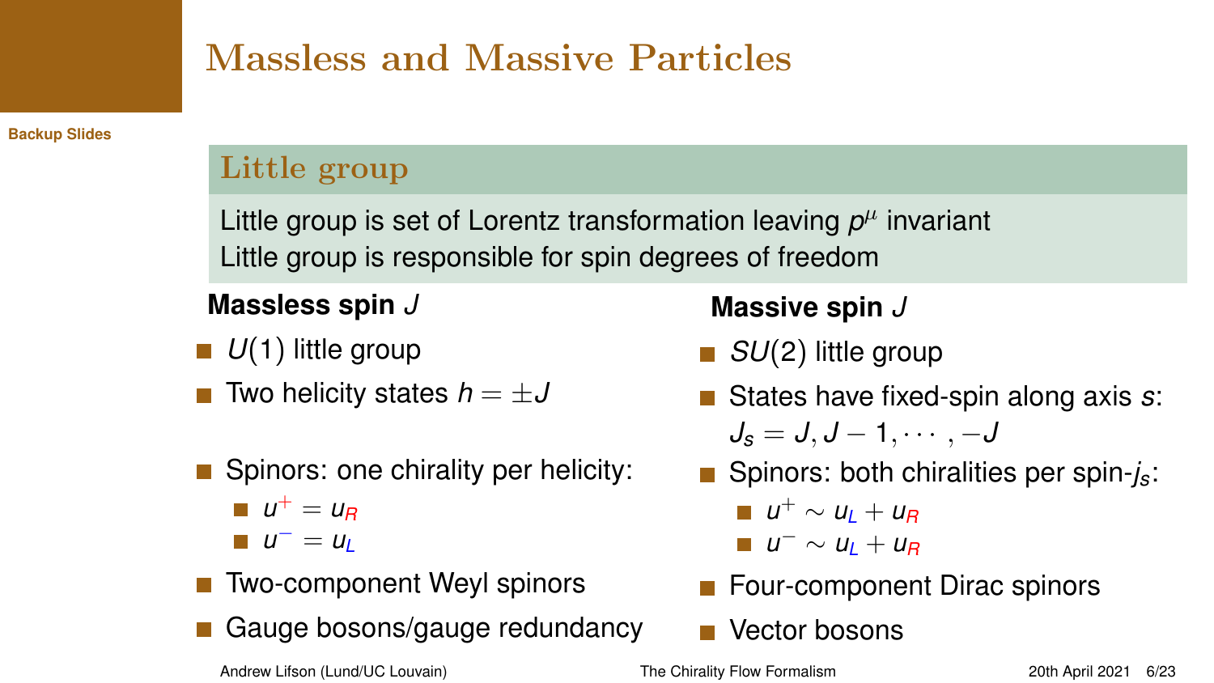# Massless and Massive Particles

Backup Slides

## Little group

Little group is set of Lorentz transformation leaving $p^{\mu}$ invariant
Little group is responsible for spin degrees of freedom

### Massless spin $J$

- $U(1)$ little group
- Two helicity states $h = \pm J$
- Spinors: one chirality per helicity:
  - $u^{+} = u_{R}$
  - $u^{-} = u_{L}$
- Two-component Weyl spinors
- Gauge bosons/gauge redundancy

### Massive spin $J$

- $SU(2)$ little group
- States have fixed-spin along axis $s$: $J_s = J, J-1, \cdots, -J$
- Spinors: both chiralities per spin-$j_s$:
  - $u^{+} \sim u_{L} + u_{R}$
  - $u^{-} \sim u_{L} + u_{R}$
- Four-component Dirac spinors
- Vector bosons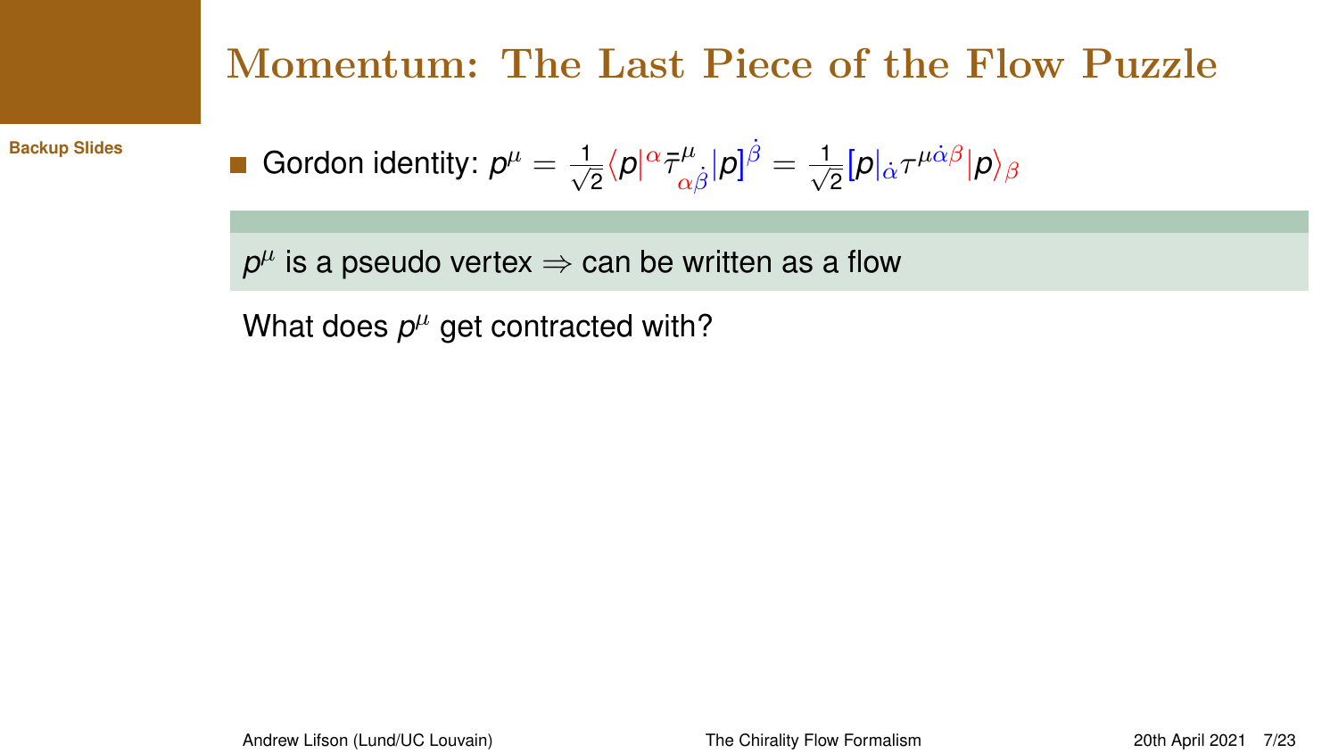# Momentum: The Last Piece of the Flow Puzzle

- Gordon identity: $p^\mu = \frac{1}{\sqrt{2}}\langle p|^{\alpha}\bar{\tau}^{\mu}_{\alpha\dot{\beta}}|p]^{\dot{\beta}} = \frac{1}{\sqrt{2}}[p|_{\dot{\alpha}}\tau^{\mu\dot{\alpha}\beta}|p\rangle_{\beta}$

$p^\mu$ is a pseudo vertex $\Rightarrow$ can be written as a flow

What does $p^\mu$ get contracted with?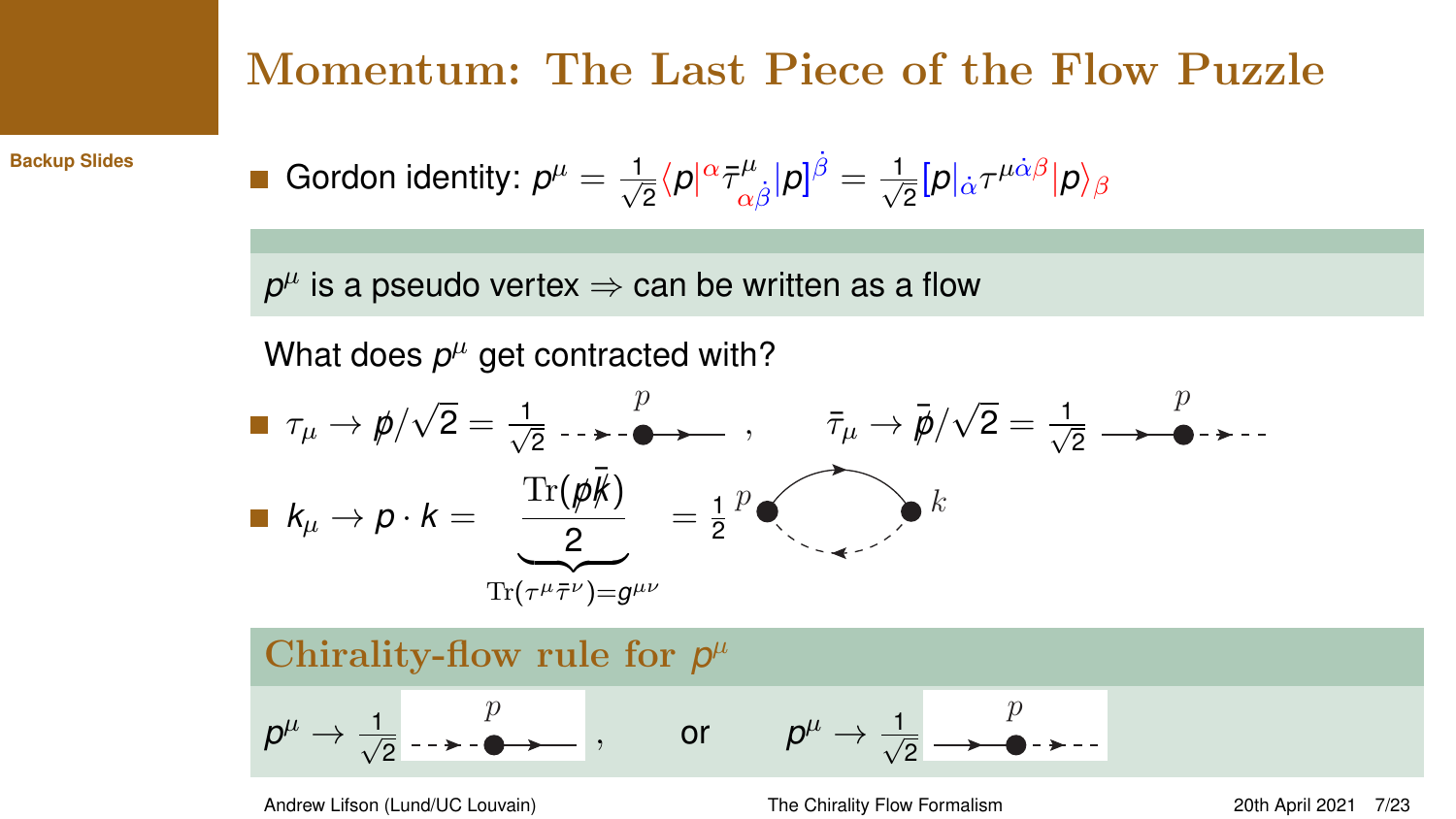# Momentum: The Last Piece of the Flow Puzzle

- Gordon identity: $p^\mu = \frac{1}{\sqrt{2}}\langle p|^\alpha \bar{\tau}^\mu_{\alpha\dot{\beta}} |p]^{\dot{\beta}} = \frac{1}{\sqrt{2}}[p|_{\dot{\alpha}} \tau^{\mu\dot{\alpha}\beta}|p\rangle_\beta$

$p^\mu$ is a pseudo vertex $\Rightarrow$ can be written as a flow

What does $p^\mu$ get contracted with?

- $\tau_\mu \to \not{p}/\sqrt{2} = \frac{1}{\sqrt{2}}$ (flow diagram with $p$), $\quad \bar{\tau}_\mu \to \bar{\not{p}}/\sqrt{2} = \frac{1}{\sqrt{2}}$ (flow diagram with $p$)
- $k_\mu \to p \cdot k = \underbrace{\frac{\mathrm{Tr}(\not{p}\bar{\not{k}})}{2}}_{\mathrm{Tr}(\tau^\mu\bar{\tau}^\nu)=g^{\mu\nu}} = \frac{1}{2}$ (flow loop diagram between $p$ and $k$)

## Chirality-flow rule for $p^\mu$

$p^\mu \to \frac{1}{\sqrt{2}}$ (flow diagram with $p$), $\quad$ or $\quad p^\mu \to \frac{1}{\sqrt{2}}$ (flow diagram with $p$)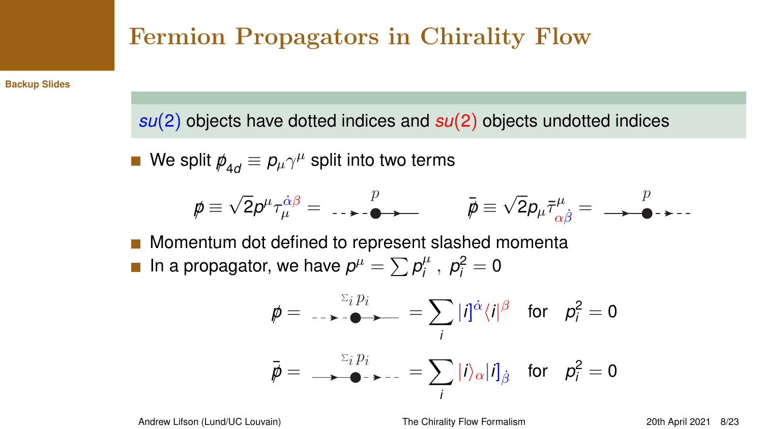# Fermion Propagators in Chirality Flow

**Backup Slides**

$\bar{su}(2)$ objects have dotted indices and $su(2)$ objects undotted indices

- We split $\not{p}_{4d} \equiv p_\mu \gamma^\mu$ split into two terms

$$\not{p} \equiv \sqrt{2} p^\mu \tau_\mu^{\dot{\alpha}\beta} = \quad \overset{p}{\text{-- -}\!\!\blacktriangleright\!\text{-}\bullet\!\!\longrightarrow} \qquad \bar{\not{p}} \equiv \sqrt{2} p_\mu \bar{\tau}^\mu_{\alpha\dot{\beta}} = \quad \overset{p}{\longrightarrow\!\bullet\text{-}\!\!\blacktriangleright\!\text{-- -}}$$

- Momentum dot defined to represent slashed momenta
- In a propagator, we have $p^\mu = \sum p_i^\mu$ , $p_i^2 = 0$

$$\not{p} = \quad \overset{\Sigma_i p_i}{\text{-- -}\!\!\blacktriangleright\!\text{-}\bullet\!\!\longrightarrow} \quad = \sum_i |i]^{\dot{\alpha}} \langle i|^\beta \quad \text{for} \quad p_i^2 = 0$$

$$\bar{\not{p}} = \quad \overset{\Sigma_i p_i}{\longrightarrow\!\bullet\text{-}\!\!\blacktriangleright\!\text{-- -}} \quad = \sum_i |i\rangle_\alpha |i]_{\dot{\beta}} \quad \text{for} \quad p_i^2 = 0$$

Andrew Lifson (Lund/UC Louvain) — The Chirality Flow Formalism — 20th April 2021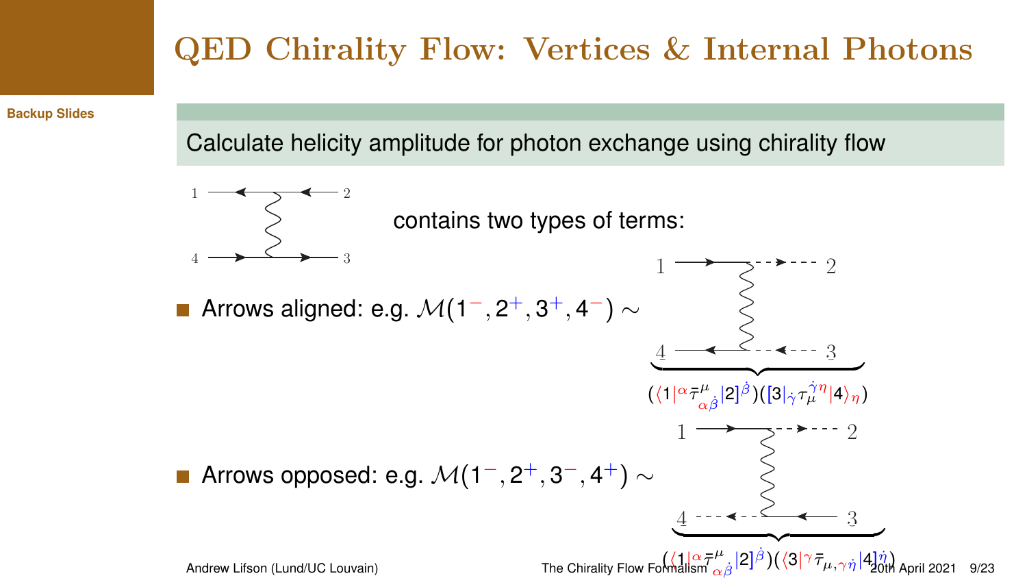# QED Chirality Flow: Vertices & Internal Photons

Calculate helicity amplitude for photon exchange using chirality flow

contains two types of terms:

- Arrows aligned: e.g. $\mathcal{M}(1^-, 2^+, 3^+, 4^-) \sim$

$$(\langle 1|^{\alpha} \bar{\tau}^{\mu}_{\alpha\dot{\beta}} |2]^{\dot{\beta}})([3|_{\dot{\gamma}} \tau_{\mu}^{\dot{\gamma}\eta} |4\rangle_{\eta})$$

- Arrows opposed: e.g. $\mathcal{M}(1^-, 2^+, 3^-, 4^+) \sim$

$$(\langle 1|^{\alpha} \bar{\tau}^{\mu}_{\alpha\dot{\beta}} |2]^{\dot{\beta}})(\langle 3|^{\gamma} \bar{\tau}_{\mu,\gamma\dot{\eta}} |4]^{\dot{\eta}})$$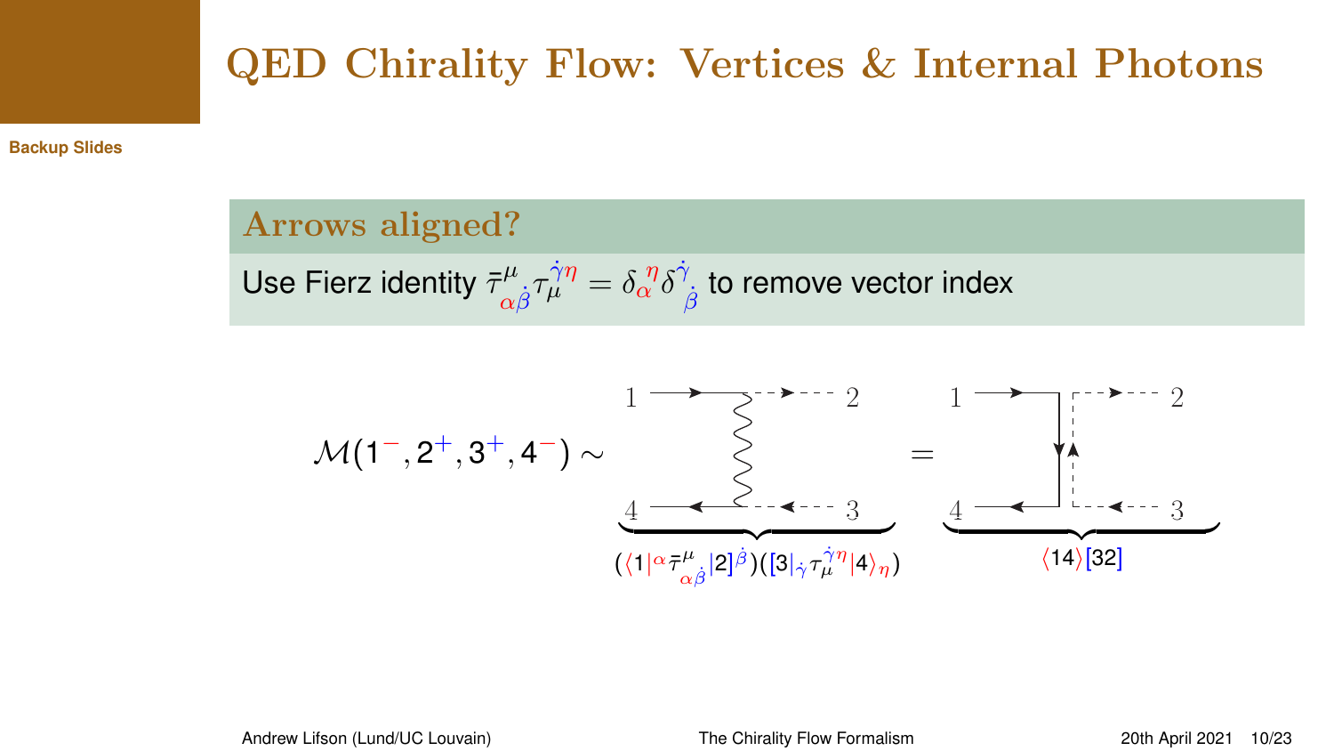# QED Chirality Flow: Vertices & Internal Photons

## Arrows aligned?

Use Fierz identity $\bar{\tau}^{\mu}_{\alpha\dot{\beta}}\tau_{\mu}^{\dot{\gamma}\eta} = \delta_{\alpha}^{\;\eta}\delta^{\dot{\gamma}}_{\;\dot{\beta}}$ to remove vector index

$$\mathcal{M}(1^-, 2^+, 3^+, 4^-) \sim \underbrace{\text{diagram}}_{(\langle 1|^{\alpha}\bar{\tau}^{\mu}_{\alpha\dot{\beta}}|2]^{\dot{\beta}})([3|_{\dot{\gamma}}\tau_{\mu}^{\dot{\gamma}\eta}|4\rangle_{\eta})} = \underbrace{\text{diagram}}_{\langle 14\rangle[32]}$$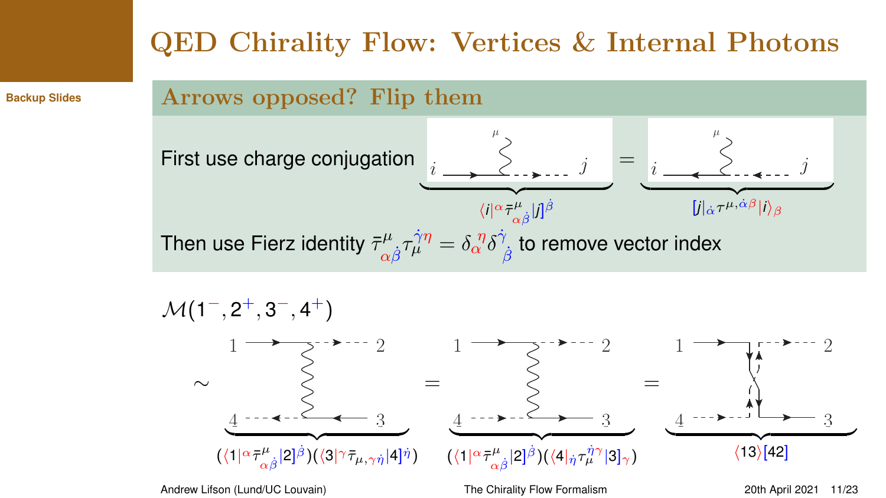# QED Chirality Flow: Vertices & Internal Photons

Backup Slides

## Arrows opposed? Flip them

First use charge conjugation $\langle i|^{\alpha}\bar{\tau}^{\mu}_{\alpha\dot{\beta}}|j]^{\dot{\beta}} = [j|_{\dot{\alpha}}\tau^{\mu,\dot{\alpha}\beta}|i\rangle_{\beta}$

Then use Fierz identity $\bar{\tau}^{\mu}_{\alpha\dot{\beta}}\tau^{\dot{\gamma}\eta}_{\mu} = \delta_{\alpha}^{\ \eta}\delta^{\dot{\gamma}}_{\ \dot{\beta}}$ to remove vector index

$\mathcal{M}(1^{-},2^{+},3^{-},4^{+})$

$$\sim (\langle 1|^{\alpha}\bar{\tau}^{\mu}_{\alpha\dot{\beta}}|2]^{\dot{\beta}})(\langle 3|^{\gamma}\bar{\tau}_{\mu,\gamma\dot{\eta}}|4]^{\dot{\eta}}) = (\langle 1|^{\alpha}\bar{\tau}^{\mu}_{\alpha\dot{\beta}}|2]^{\dot{\beta}})(\langle 4|_{\dot{\eta}}\tau^{\dot{\eta}\gamma}_{\mu}|3]_{\gamma}) = \langle 13\rangle[42]$$

Andrew Lifson (Lund/UC Louvain) The Chirality Flow Formalism 20th April 2021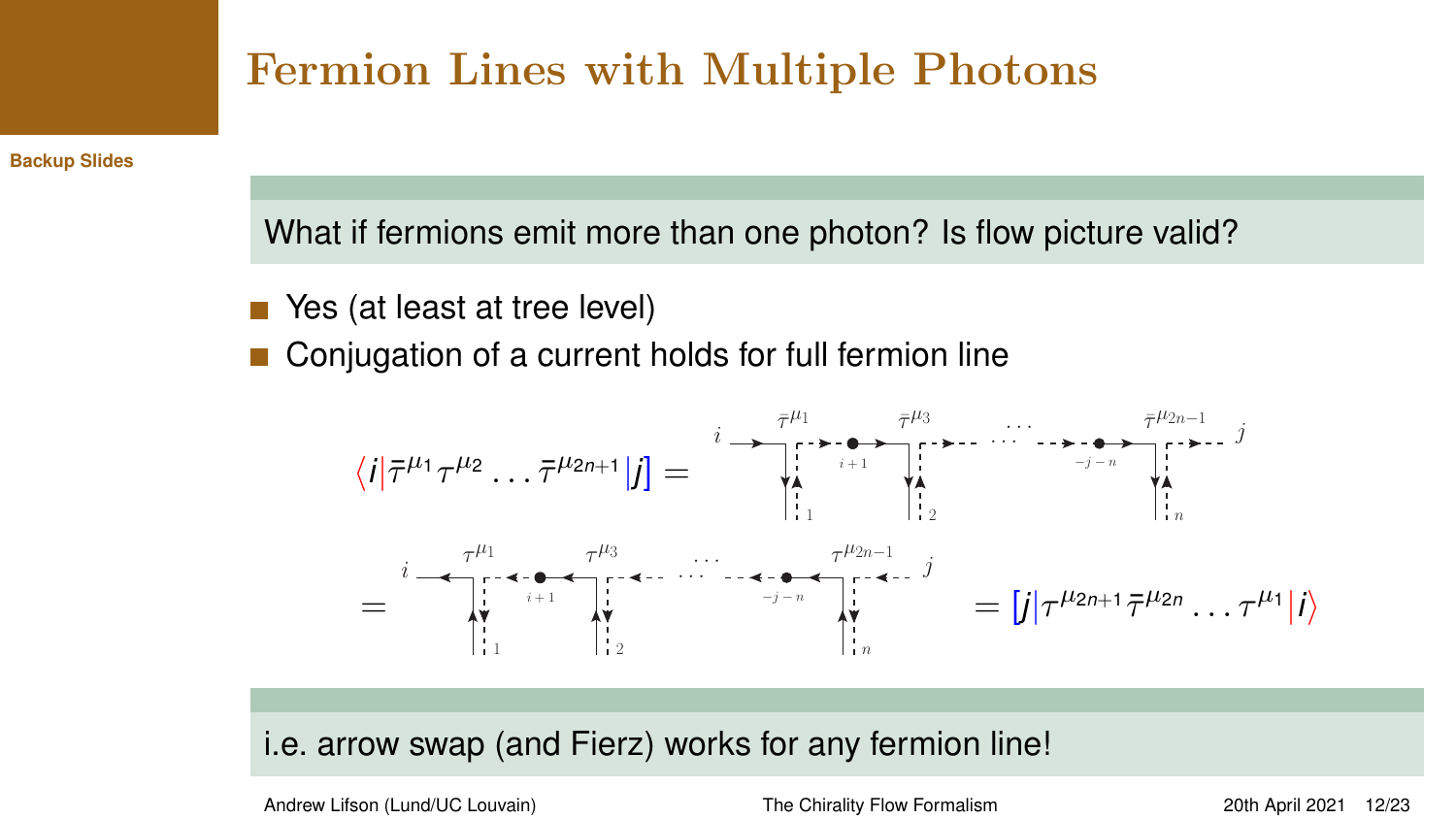# Fermion Lines with Multiple Photons

What if fermions emit more than one photon? Is flow picture valid?

- Yes (at least at tree level)
- Conjugation of a current holds for full fermion line

$$\langle i|\bar{\tau}^{\mu_1}\tau^{\mu_2}\ldots\bar{\tau}^{\mu_{2n+1}}|j] = \ldots = [j|\tau^{\mu_{2n+1}}\bar{\tau}^{\mu_{2n}}\ldots\tau^{\mu_1}|i\rangle$$

i.e. arrow swap (and Fierz) works for any fermion line!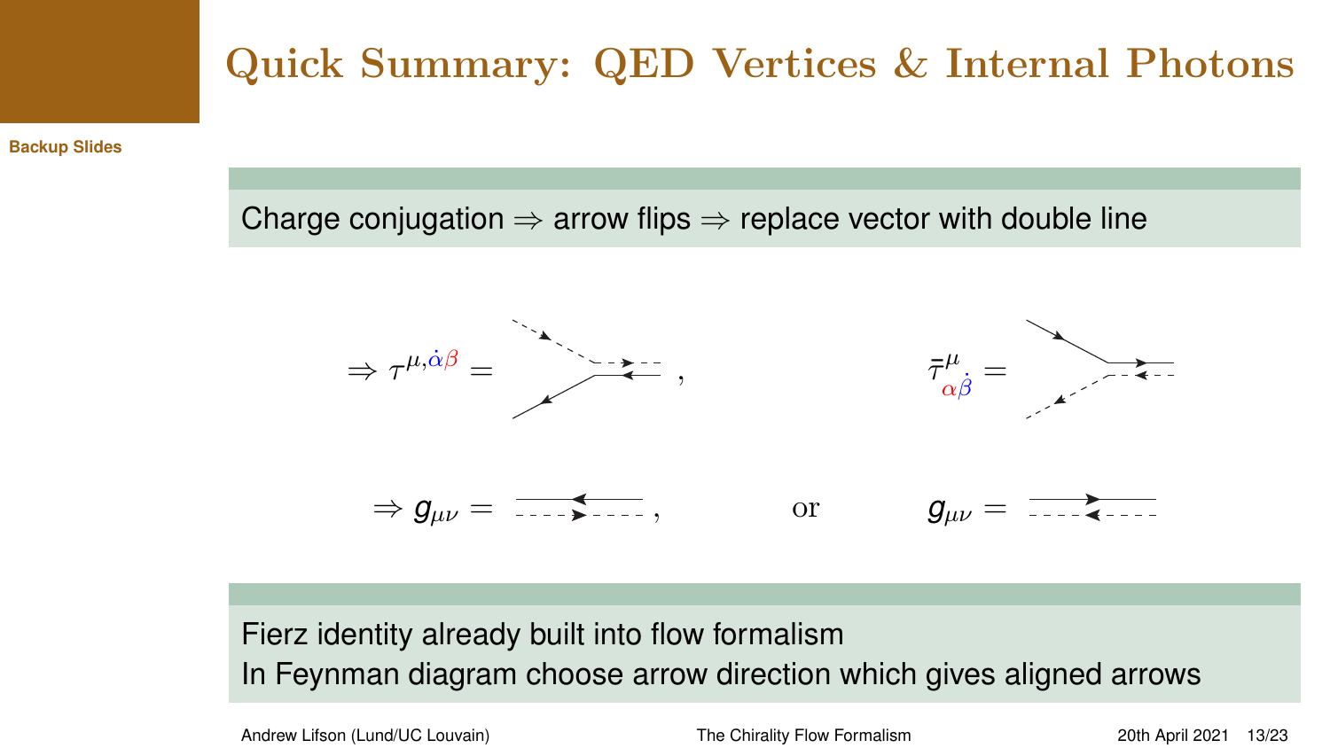# Quick Summary: QED Vertices & Internal Photons

Backup Slides

Charge conjugation ⇒ arrow flips ⇒ replace vector with double line

$\Rightarrow \tau^{\mu,\dot{\alpha}\beta} =$ ,   $\bar{\tau}^{\mu}_{\alpha\dot{\beta}} =$

$\Rightarrow g_{\mu\nu} =$ ,   or   $g_{\mu\nu} =$

Fierz identity already built into flow formalism

In Feynman diagram choose arrow direction which gives aligned arrows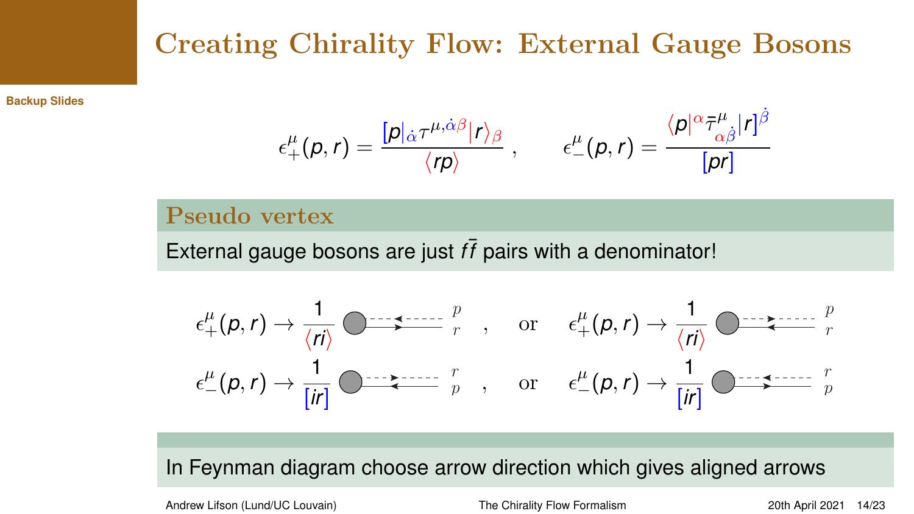# Creating Chirality Flow: External Gauge Bosons

$$\epsilon_+^\mu(p,r) = \frac{[p|_{\dot{\alpha}}\tau^{\mu,\dot{\alpha}\beta}|r\rangle_\beta}{\langle rp\rangle}\,, \qquad \epsilon_-^\mu(p,r) = \frac{\langle p|^\alpha \bar{\tau}^\mu_{\alpha\dot{\beta}}|r]^{\dot{\beta}}}{[pr]}$$

## Pseudo vertex

External gauge bosons are just $f\bar{f}$ pairs with a denominator!

$$\epsilon_+^\mu(p,r) \to \frac{1}{\langle ri\rangle} \quad , \quad \text{or} \quad \epsilon_+^\mu(p,r) \to \frac{1}{\langle ri\rangle}$$

$$\epsilon_-^\mu(p,r) \to \frac{1}{[ir]} \quad , \quad \text{or} \quad \epsilon_-^\mu(p,r) \to \frac{1}{[ir]}$$

In Feynman diagram choose arrow direction which gives aligned arrows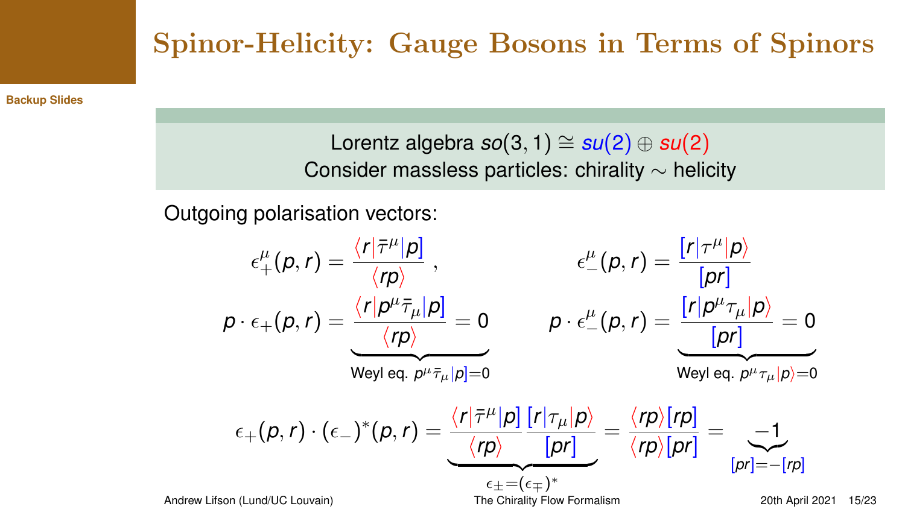## Spinor-Helicity: Gauge Bosons in Terms of Spinors

Lorentz algebra $so(3,1) \cong su(2) \oplus su(2)$
Consider massless particles: chirality $\sim$ helicity

Outgoing polarisation vectors:

$$\epsilon_+^\mu(p,r) = \frac{\langle r|\bar{\tau}^\mu|p]}{\langle rp\rangle}\,, \qquad \epsilon_-^\mu(p,r) = \frac{[r|\tau^\mu|p\rangle}{[pr]}$$

$$p \cdot \epsilon_+(p,r) = \underbrace{\frac{\langle r|p^\mu \bar{\tau}_\mu|p]}{\langle rp\rangle} = 0}_{\text{Weyl eq. } p^\mu \bar{\tau}_\mu|p]=0} \qquad p \cdot \epsilon_-^\mu(p,r) = \underbrace{\frac{[r|p^\mu \tau_\mu|p\rangle}{[pr]} = 0}_{\text{Weyl eq. } p^\mu \tau_\mu|p\rangle=0}$$

$$\epsilon_+(p,r) \cdot (\epsilon_-)^*(p,r) = \underbrace{\frac{\langle r|\bar{\tau}^\mu|p]}{\langle rp\rangle}\frac{[r|\tau_\mu|p\rangle}{[pr]}}_{\epsilon_\pm=(\epsilon_\mp)^*} = \frac{\langle rp\rangle[rp]}{\langle rp\rangle[pr]} = \underbrace{-1}_{[pr]=-[rp]}$$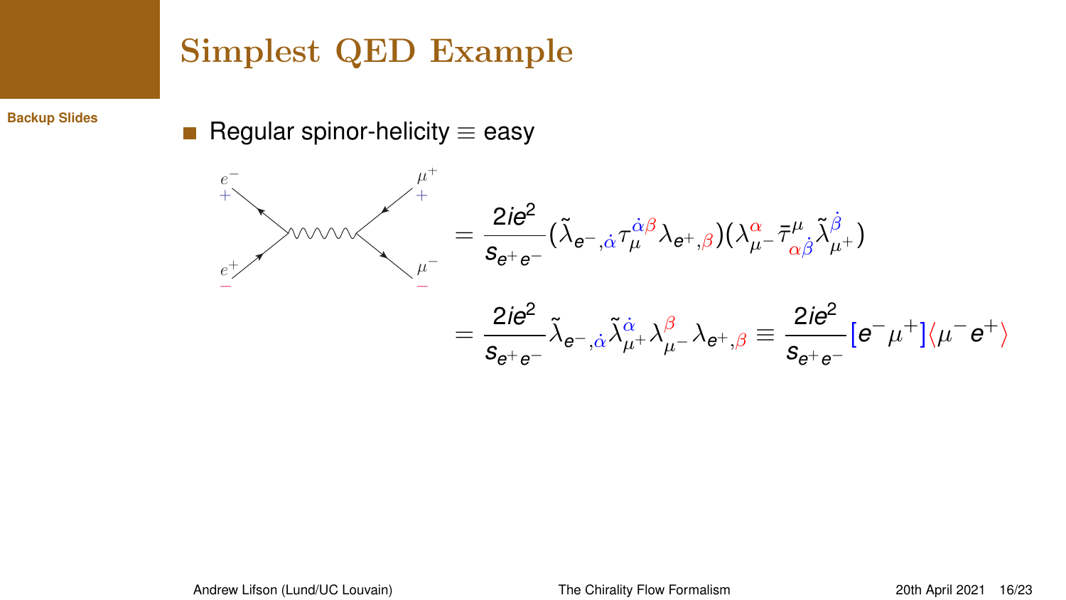# Simplest QED Example

Backup Slides

- Regular spinor-helicity $\equiv$ easy

$e^-$ $+$, $\mu^+$ $+$, $e^+$ $-$, $\mu^-$ $-$

$$= \frac{2ie^2}{s_{e^+e^-}} (\tilde{\lambda}_{e^-,\dot{\alpha}} \tau_\mu^{\dot{\alpha}\beta} \lambda_{e^+,\beta})(\lambda_{\mu^-}^{\alpha} \bar{\tau}^\mu_{\alpha\dot{\beta}} \tilde{\lambda}_{\mu^+}^{\dot{\beta}})$$

$$= \frac{2ie^2}{s_{e^+e^-}} \tilde{\lambda}_{e^-,\dot{\alpha}} \tilde{\lambda}_{\mu^+}^{\dot{\alpha}} \lambda_{\mu^-}^{\beta} \lambda_{e^+,\beta} \equiv \frac{2ie^2}{s_{e^+e^-}} [e^- \mu^+] \langle \mu^- e^+ \rangle$$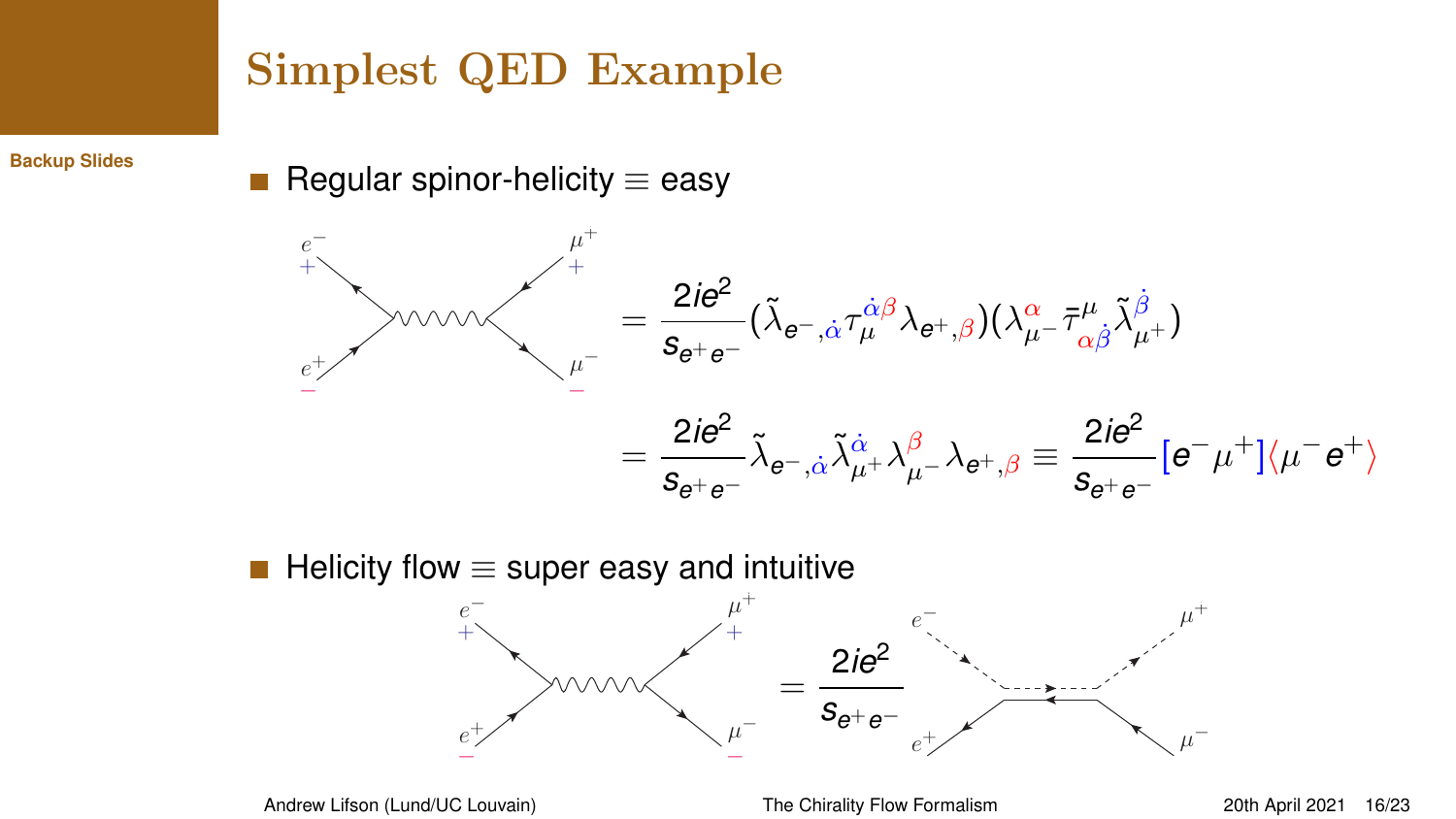# Simplest QED Example

**Backup Slides**

- Regular spinor-helicity $\equiv$ easy

$$= \frac{2ie^2}{s_{e^+e^-}} (\tilde{\lambda}_{e^-,\dot{\alpha}} \tau_{\mu}^{\dot{\alpha}\beta} \lambda_{e^+,\beta})(\lambda_{\mu^-}^{\alpha} \bar{\tau}^{\mu}_{\alpha\dot{\beta}} \tilde{\lambda}_{\mu^+}^{\dot{\beta}})$$

$$= \frac{2ie^2}{s_{e^+e^-}} \tilde{\lambda}_{e^-,\dot{\alpha}} \tilde{\lambda}_{\mu^+}^{\dot{\alpha}} \lambda_{\mu^-}^{\beta} \lambda_{e^+,\beta} \equiv \frac{2ie^2}{s_{e^+e^-}} [e^-\mu^+] \langle \mu^- e^+ \rangle$$

- Helicity flow $\equiv$ super easy and intuitive

$$= \frac{2ie^2}{s_{e^+e^-}}$$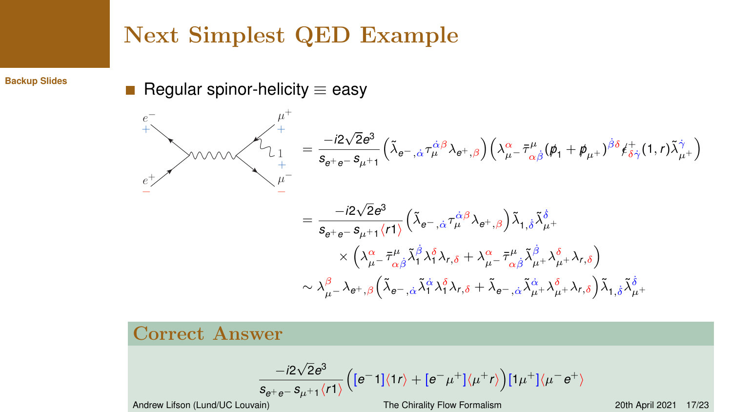# Next Simplest QED Example

- Regular spinor-helicity ≡ easy

$$= \frac{-i2\sqrt{2}e^3}{s_{e^+e^-}\, s_{\mu^+1}} \left(\tilde{\lambda}_{e^-,\dot{\alpha}} \tau_\mu^{\dot{\alpha}\beta} \lambda_{e^+,\beta}\right) \left(\lambda^{\alpha}_{\mu^-} \bar{\tau}^{\mu}_{\alpha\dot{\beta}} (\not{p}_1 + \not{p}_{\mu^+})^{\dot{\beta}\delta} \not{\epsilon}^{+}_{\delta\dot{\gamma}}(1,r) \tilde{\lambda}^{\dot{\gamma}}_{\mu^+}\right)$$

$$= \frac{-i2\sqrt{2}e^3}{s_{e^+e^-}\, s_{\mu^+1} \langle r1 \rangle} \left(\tilde{\lambda}_{e^-,\dot{\alpha}} \tau_\mu^{\dot{\alpha}\beta} \lambda_{e^+,\beta}\right) \tilde{\lambda}_{1,\dot{\delta}} \tilde{\lambda}^{\dot{\delta}}_{\mu^+}$$

$$\times \left(\lambda^{\alpha}_{\mu^-} \bar{\tau}^{\mu}_{\alpha\dot{\beta}} \tilde{\lambda}^{\dot{\beta}}_1 \lambda^{\delta}_1 \lambda_{r,\delta} + \lambda^{\alpha}_{\mu^-} \bar{\tau}^{\mu}_{\alpha\dot{\beta}} \tilde{\lambda}^{\dot{\beta}}_{\mu^+} \lambda^{\delta}_{\mu^+} \lambda_{r,\delta}\right)$$

$$\sim \lambda^{\beta}_{\mu^-} \lambda_{e^+,\beta} \left(\tilde{\lambda}_{e^-,\dot{\alpha}} \tilde{\lambda}^{\dot{\alpha}}_1 \lambda^{\delta}_1 \lambda_{r,\delta} + \tilde{\lambda}_{e^-,\dot{\alpha}} \tilde{\lambda}^{\dot{\alpha}}_{\mu^+} \lambda^{\delta}_{\mu^+} \lambda_{r,\delta}\right) \tilde{\lambda}_{1,\dot{\delta}} \tilde{\lambda}^{\dot{\delta}}_{\mu^+}$$

## Correct Answer

$$\frac{-i2\sqrt{2}e^3}{s_{e^+e^-}\, s_{\mu^+1} \langle r1 \rangle} \left( [e^- 1] \langle 1 r \rangle + [e^- \mu^+] \langle \mu^+ r \rangle \right) [1 \mu^+] \langle \mu^- e^+ \rangle$$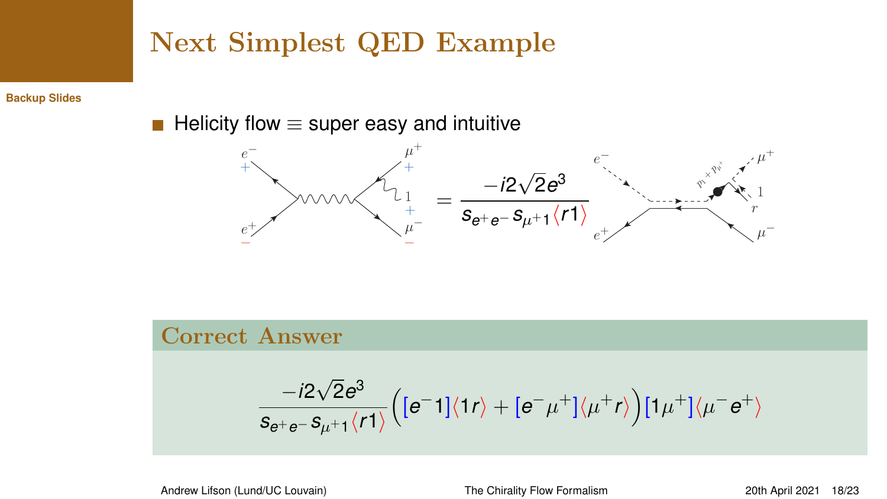# Next Simplest QED Example

Backup Slides

- Helicity flow ≡ super easy and intuitive

$$= \frac{-i2\sqrt{2}e^3}{s_{e^+e^-} s_{\mu^+1} \langle r1 \rangle}$$

## Correct Answer

$$\frac{-i2\sqrt{2}e^3}{s_{e^+e^-} s_{\mu^+1} \langle r1 \rangle} \Big( [e^- 1] \langle 1 r \rangle + [e^- \mu^+] \langle \mu^+ r \rangle \Big) [1 \mu^+] \langle \mu^- e^+ \rangle$$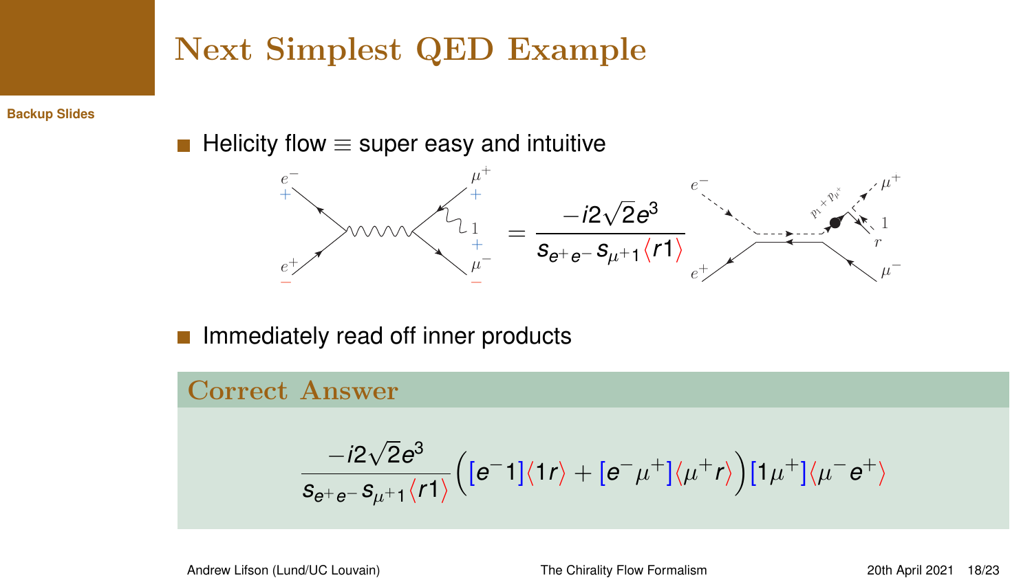# Next Simplest QED Example

- Helicity flow ≡ super easy and intuitive

$$= \frac{-i2\sqrt{2}e^3}{s_{e^+e^-}\, s_{\mu^+1} \langle r1 \rangle}$$

- Immediately read off inner products

## Correct Answer

$$\frac{-i2\sqrt{2}e^3}{s_{e^+e^-}\, s_{\mu^+1} \langle r1 \rangle}\Big([e^-1]\langle 1r\rangle + [e^-\mu^+]\langle \mu^+ r\rangle\Big)[1\mu^+]\langle \mu^- e^+\rangle$$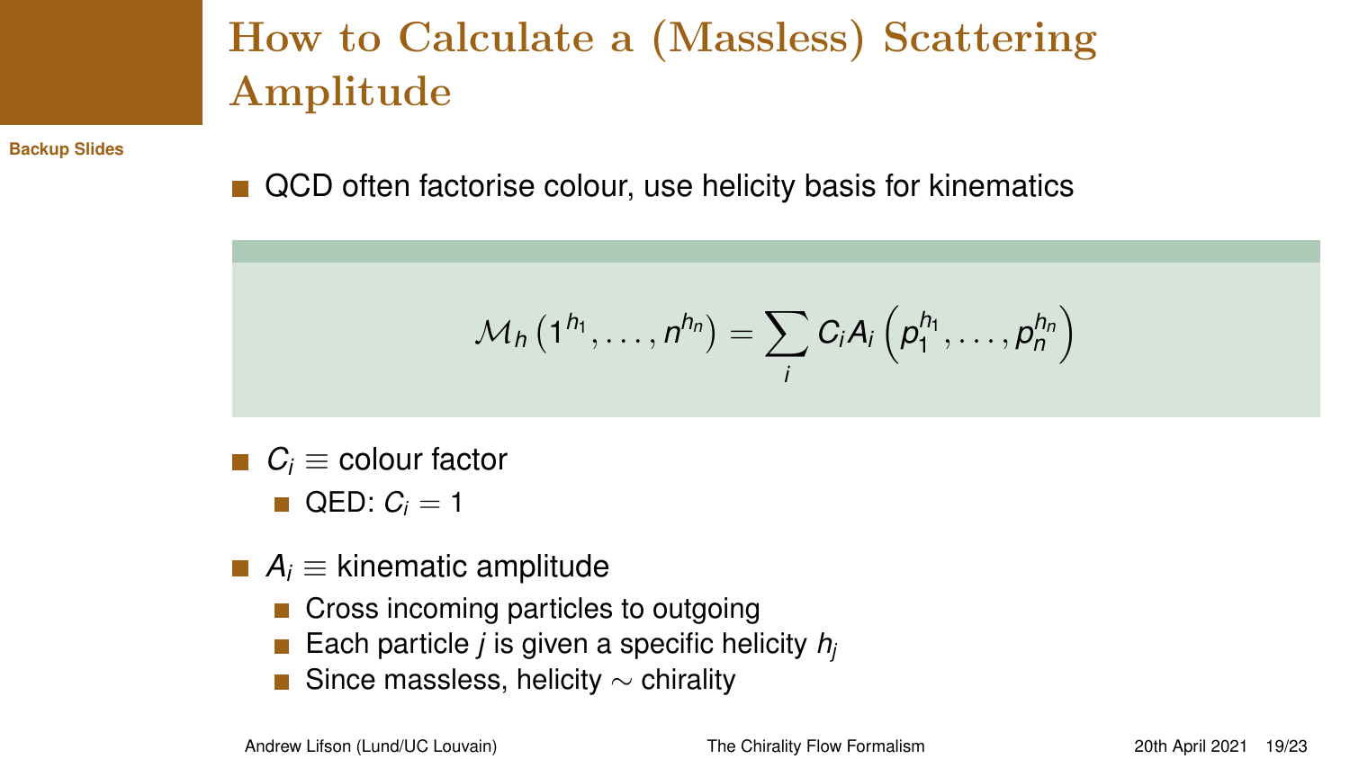# How to Calculate a (Massless) Scattering Amplitude

Backup Slides

- QCD often factorise colour, use helicity basis for kinematics

$$\mathcal{M}_h \left(1^{h_1}, \ldots, n^{h_n}\right) = \sum_i C_i A_i \left(p_1^{h_1}, \ldots, p_n^{h_n}\right)$$

- $C_i \equiv$ colour factor
  - QED: $C_i = 1$
- $A_i \equiv$ kinematic amplitude
  - Cross incoming particles to outgoing
  - Each particle $j$ is given a specific helicity $h_j$
  - Since massless, helicity $\sim$ chirality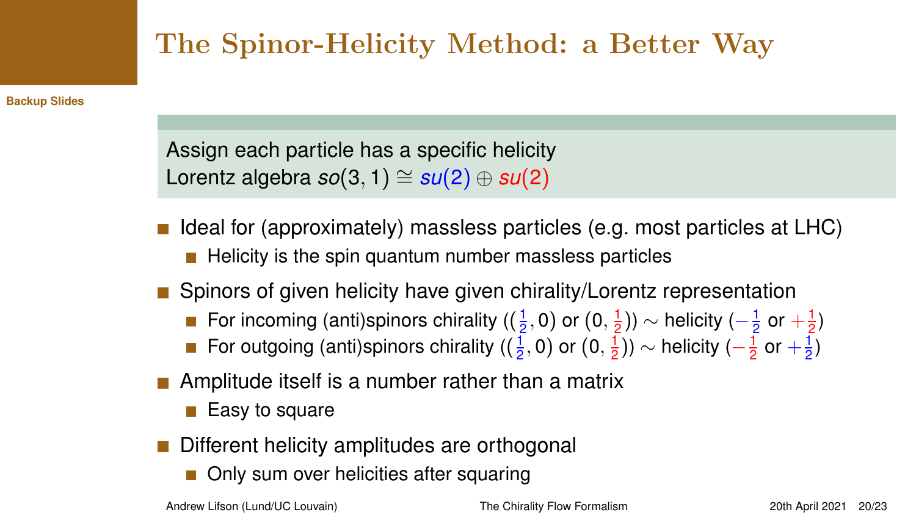# The Spinor-Helicity Method: a Better Way

Assign each particle has a specific helicity
Lorentz algebra $so(3,1) \cong su(2) \oplus su(2)$

- Ideal for (approximately) massless particles (e.g. most particles at LHC)
  - Helicity is the spin quantum number massless particles
- Spinors of given helicity have given chirality/Lorentz representation
  - For incoming (anti)spinors chirality $((\frac{1}{2},0)$ or $(0,\frac{1}{2})) \sim$ helicity $(-\frac{1}{2}$ or $+\frac{1}{2})$
  - For outgoing (anti)spinors chirality $((\frac{1}{2},0)$ or $(0,\frac{1}{2})) \sim$ helicity $(-\frac{1}{2}$ or $+\frac{1}{2})$
- Amplitude itself is a number rather than a matrix
  - Easy to square
- Different helicity amplitudes are orthogonal
  - Only sum over helicities after squaring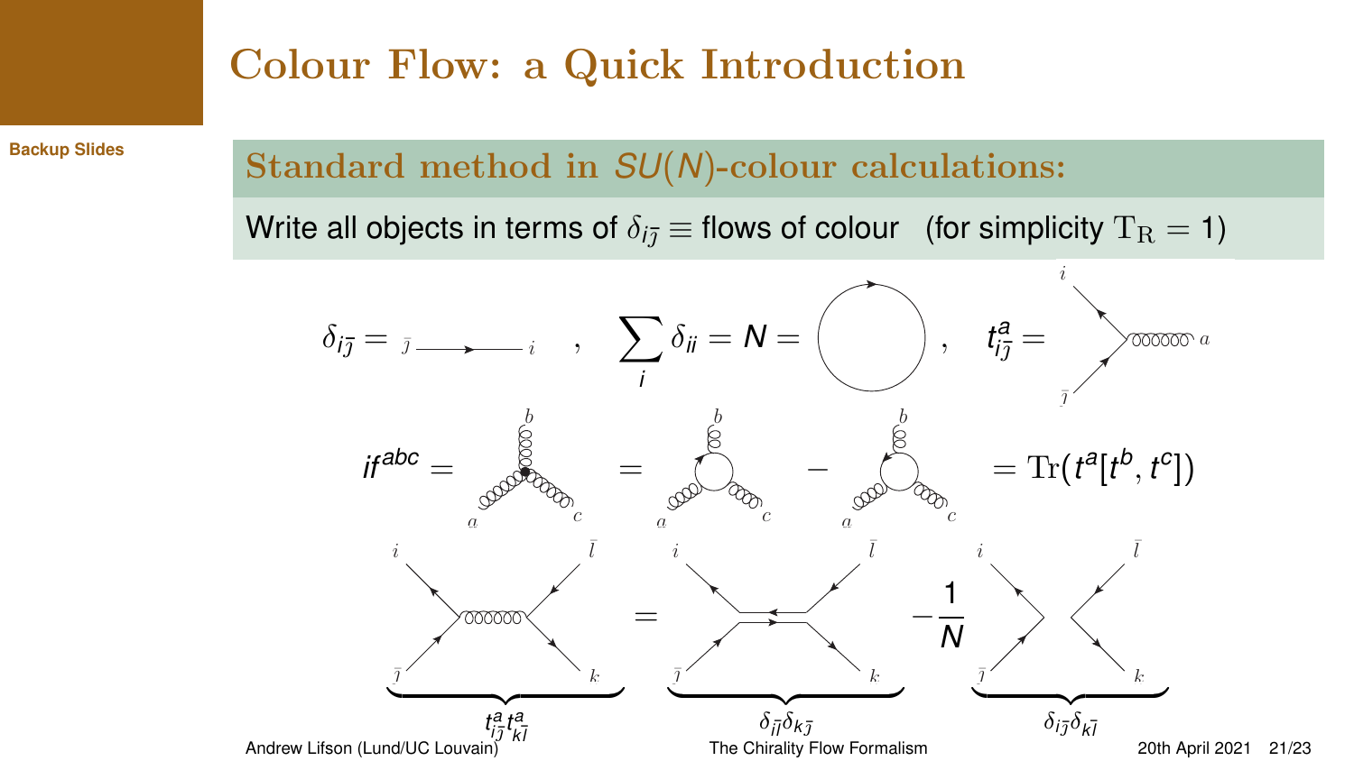# Colour Flow: a Quick Introduction

## Standard method in $SU(N)$-colour calculations:

Write all objects in terms of $\delta_{i\bar{\jmath}} \equiv$ flows of colour (for simplicity $\mathrm{T_R} = 1$)

$$\delta_{i\bar{\jmath}} = \quad , \quad \sum_i \delta_{ii} = N = \quad , \quad t^a_{i\bar{\jmath}} =$$

$$if^{abc} = \quad = \quad - \quad = \mathrm{Tr}(t^a[t^b, t^c])$$

$$\underbrace{t^a_{i\bar{\jmath}} t^a_{k\bar{l}}} = \underbrace{\delta_{i\bar{l}}\delta_{k\bar{\jmath}}} - \frac{1}{N} \underbrace{\delta_{i\bar{\jmath}}\delta_{k\bar{l}}}$$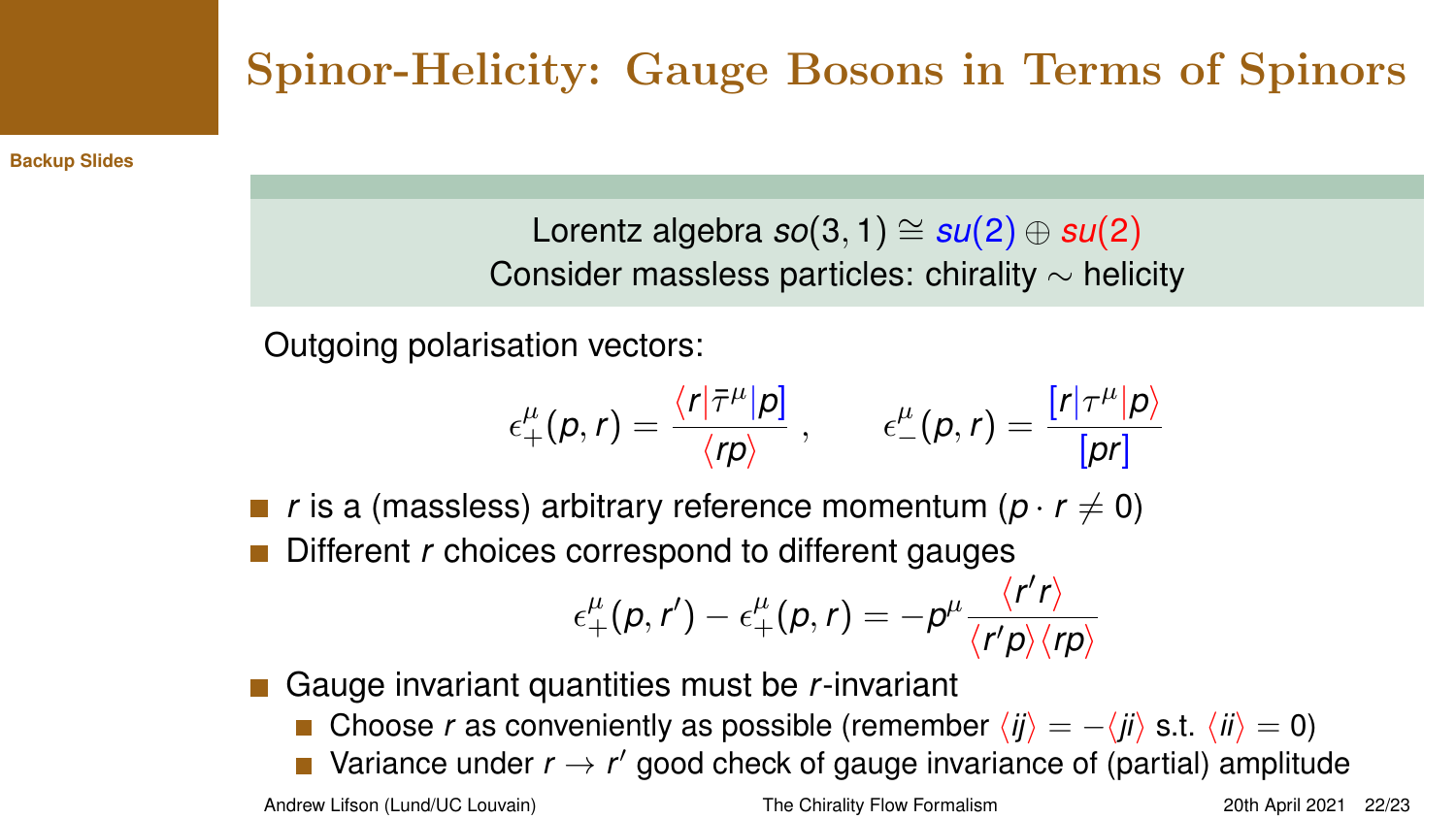# Spinor-Helicity: Gauge Bosons in Terms of Spinors

Lorentz algebra $so(3,1) \cong su(2) \oplus su(2)$
Consider massless particles: chirality $\sim$ helicity

Outgoing polarisation vectors:

$$\epsilon_+^\mu(p,r) = \frac{\langle r|\bar{\tau}^\mu|p]}{\langle rp\rangle}\,, \qquad \epsilon_-^\mu(p,r) = \frac{[r|\tau^\mu|p\rangle}{[pr]}$$

- $r$ is a (massless) arbitrary reference momentum ($p \cdot r \neq 0$)
- Different $r$ choices correspond to different gauges

$$\epsilon_+^\mu(p,r') - \epsilon_+^\mu(p,r) = -p^\mu \frac{\langle r' r\rangle}{\langle r' p\rangle \langle rp\rangle}$$

- Gauge invariant quantities must be $r$-invariant
  - Choose $r$ as conveniently as possible (remember $\langle ij\rangle = -\langle ji\rangle$ s.t. $\langle ii\rangle = 0$)
  - Variance under $r \to r'$ good check of gauge invariance of (partial) amplitude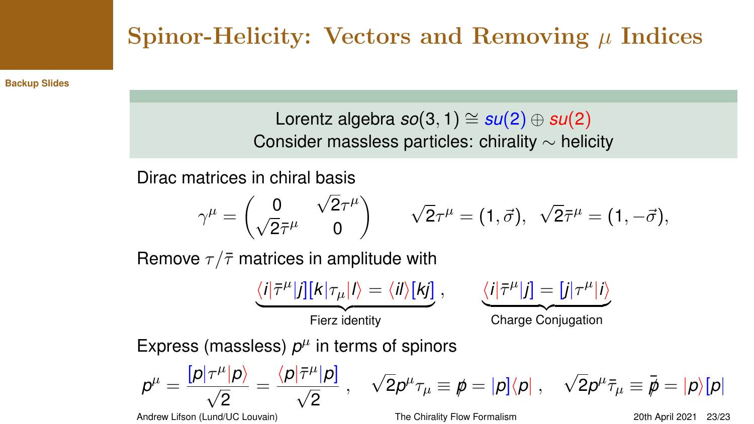# Spinor-Helicity: Vectors and Removing $\mu$ Indices

**Backup Slides**

Lorentz algebra $so(3,1) \cong su(2) \oplus su(2)$

Consider massless particles: chirality $\sim$ helicity

Dirac matrices in chiral basis

$$\gamma^\mu = \begin{pmatrix} 0 & \sqrt{2}\tau^\mu \\ \sqrt{2}\bar{\tau}^\mu & 0 \end{pmatrix} \qquad \sqrt{2}\tau^\mu = (1, \vec{\sigma}), \;\; \sqrt{2}\bar{\tau}^\mu = (1, -\vec{\sigma}),$$

Remove $\tau/\bar{\tau}$ matrices in amplitude with

$$\underbrace{\langle i|\bar{\tau}^\mu|j][k|\tau_\mu|l\rangle = \langle il\rangle[kj]}_{\text{Fierz identity}}, \qquad \underbrace{\langle i|\bar{\tau}^\mu|j] = [j|\tau^\mu|i\rangle}_{\text{Charge Conjugation}}$$

Express (massless) $p^\mu$ in terms of spinors

$$p^\mu = \frac{[p|\tau^\mu|p\rangle}{\sqrt{2}} = \frac{\langle p|\bar{\tau}^\mu|p]}{\sqrt{2}}, \quad \sqrt{2}p^\mu\tau_\mu \equiv \not{p} = |p]\langle p|, \quad \sqrt{2}p^\mu\bar{\tau}_\mu \equiv \bar{\not{p}} = |p\rangle[p|$$